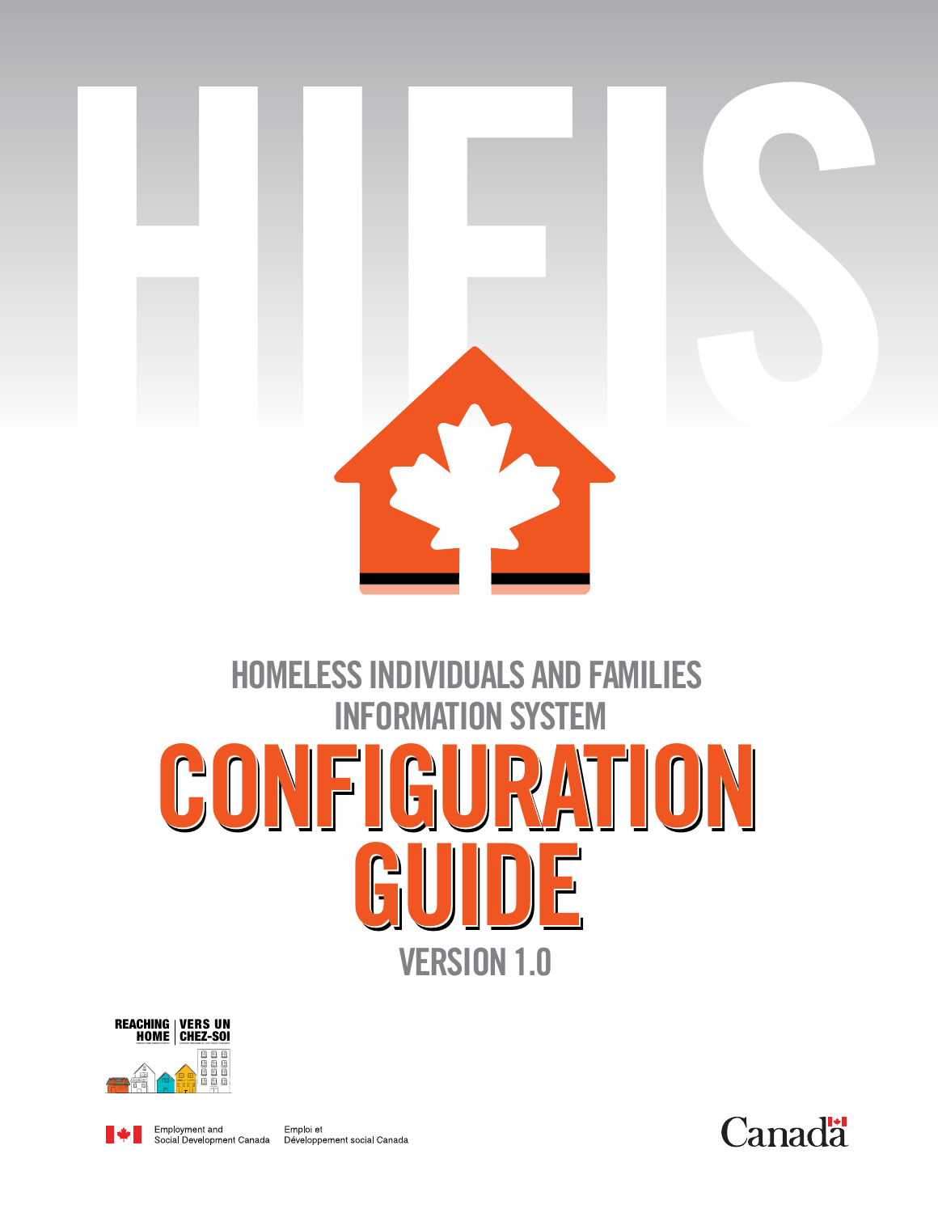# HIFIS

## HOMELESS INDIVIDUALS AND FAMILIES INFORMATION SYSTEM

# CONFIGURATION GUIDE

### VERSION 1.0

REACHING HOME | VERS UN CHEZ-SOI

Employment and Social Development Canada | Emploi et Développement social Canada

Canada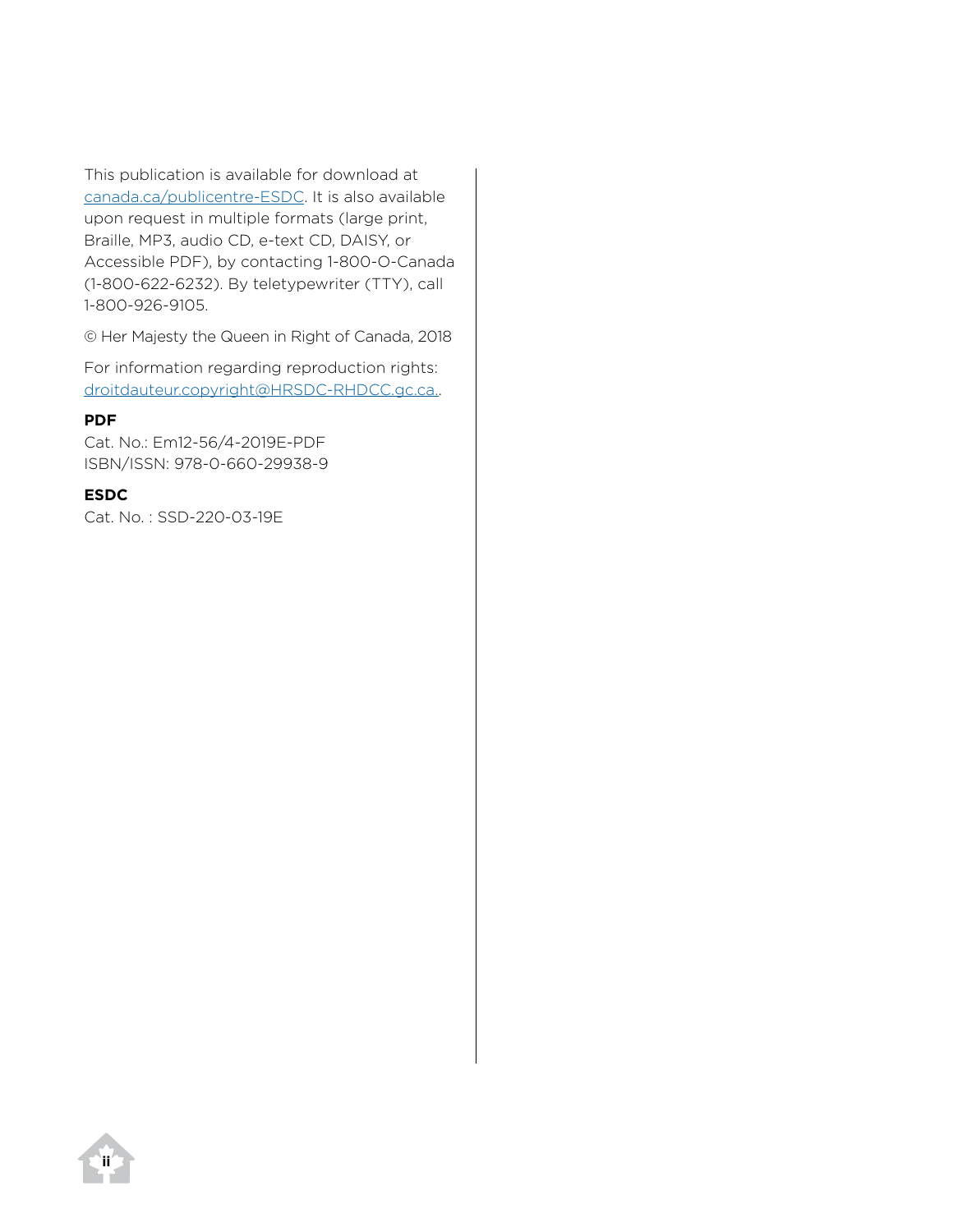This publication is available for download at canada.ca/publicentre-ESDC. It is also available upon request in multiple formats (large print, Braille, MP3, audio CD, e-text CD, DAISY, or Accessible PDF), by contacting 1-800-O-Canada (1-800-622-6232). By teletypewriter (TTY), call 1-800-926-9105.

© Her Majesty the Queen in Right of Canada, 2018

For information regarding reproduction rights: droitdauteur.copyright@HRSDC-RHDCC.gc.ca..

**PDF**

Cat. No.: Em12-56/4-2019E-PDF
ISBN/ISSN: 978-0-660-29938-9

**ESDC**

Cat. No. : SSD-220-03-19E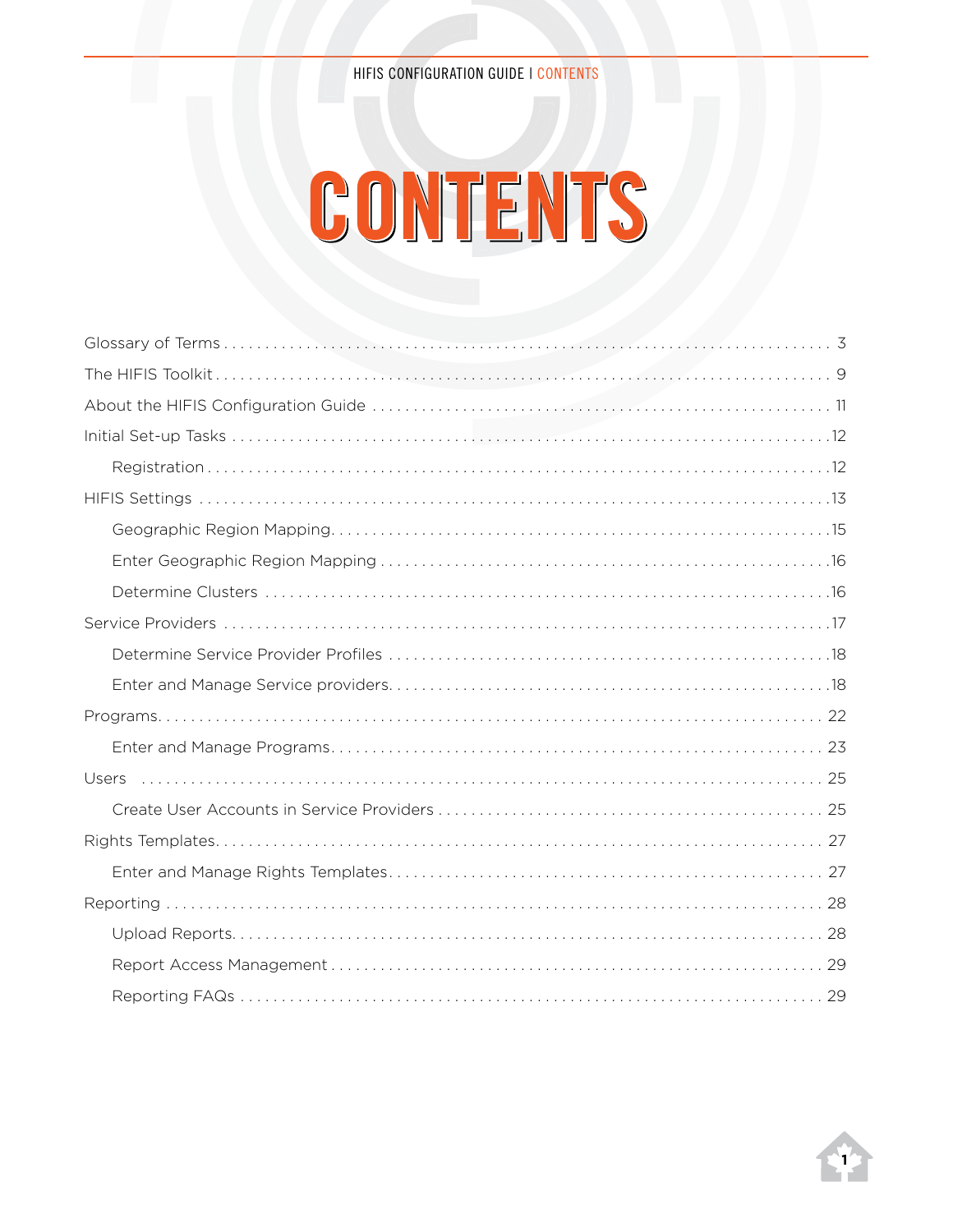# CONTENTS

Glossary of Terms . . . . . . . . . . . . . . . . . . . . . . . . . . . . . . . . . . . . . . . . . . . . . . . . . . . . . . . . . . . . . . . . . . . . . . . . . . . 3

The HIFIS Toolkit . . . . . . . . . . . . . . . . . . . . . . . . . . . . . . . . . . . . . . . . . . . . . . . . . . . . . . . . . . . . . . . . . . . . . . . . . . . . 9

About the HIFIS Configuration Guide . . . . . . . . . . . . . . . . . . . . . . . . . . . . . . . . . . . . . . . . . . . . . . . . . . . . . . . . . 11

Initial Set-up Tasks . . . . . . . . . . . . . . . . . . . . . . . . . . . . . . . . . . . . . . . . . . . . . . . . . . . . . . . . . . . . . . . . . . . . . . . . 12

- Registration . . . . . . . . . . . . . . . . . . . . . . . . . . . . . . . . . . . . . . . . . . . . . . . . . . . . . . . . . . . . . . . . . . . . . . . . . 12

HIFIS Settings . . . . . . . . . . . . . . . . . . . . . . . . . . . . . . . . . . . . . . . . . . . . . . . . . . . . . . . . . . . . . . . . . . . . . . . . . . . 13

- Geographic Region Mapping . . . . . . . . . . . . . . . . . . . . . . . . . . . . . . . . . . . . . . . . . . . . . . . . . . . . . . . . . . . . 15
- Enter Geographic Region Mapping . . . . . . . . . . . . . . . . . . . . . . . . . . . . . . . . . . . . . . . . . . . . . . . . . . . . . . . 16
- Determine Clusters . . . . . . . . . . . . . . . . . . . . . . . . . . . . . . . . . . . . . . . . . . . . . . . . . . . . . . . . . . . . . . . . . . . 16

Service Providers . . . . . . . . . . . . . . . . . . . . . . . . . . . . . . . . . . . . . . . . . . . . . . . . . . . . . . . . . . . . . . . . . . . . . . . . 17

- Determine Service Provider Profiles . . . . . . . . . . . . . . . . . . . . . . . . . . . . . . . . . . . . . . . . . . . . . . . . . . . . . . 18
- Enter and Manage Service providers . . . . . . . . . . . . . . . . . . . . . . . . . . . . . . . . . . . . . . . . . . . . . . . . . . . . . 18

Programs . . . . . . . . . . . . . . . . . . . . . . . . . . . . . . . . . . . . . . . . . . . . . . . . . . . . . . . . . . . . . . . . . . . . . . . . . . . . . . 22

- Enter and Manage Programs . . . . . . . . . . . . . . . . . . . . . . . . . . . . . . . . . . . . . . . . . . . . . . . . . . . . . . . . . . . . 23

Users . . . . . . . . . . . . . . . . . . . . . . . . . . . . . . . . . . . . . . . . . . . . . . . . . . . . . . . . . . . . . . . . . . . . . . . . . . . . . . . . . 25

- Create User Accounts in Service Providers . . . . . . . . . . . . . . . . . . . . . . . . . . . . . . . . . . . . . . . . . . . . . . . . . 25

Rights Templates . . . . . . . . . . . . . . . . . . . . . . . . . . . . . . . . . . . . . . . . . . . . . . . . . . . . . . . . . . . . . . . . . . . . . . . . 27

- Enter and Manage Rights Templates . . . . . . . . . . . . . . . . . . . . . . . . . . . . . . . . . . . . . . . . . . . . . . . . . . . . . . 27

Reporting . . . . . . . . . . . . . . . . . . . . . . . . . . . . . . . . . . . . . . . . . . . . . . . . . . . . . . . . . . . . . . . . . . . . . . . . . . . . . . 28

- Upload Reports . . . . . . . . . . . . . . . . . . . . . . . . . . . . . . . . . . . . . . . . . . . . . . . . . . . . . . . . . . . . . . . . . . . . . . 28
- Report Access Management . . . . . . . . . . . . . . . . . . . . . . . . . . . . . . . . . . . . . . . . . . . . . . . . . . . . . . . . . . . . 29
- Reporting FAQs . . . . . . . . . . . . . . . . . . . . . . . . . . . . . . . . . . . . . . . . . . . . . . . . . . . . . . . . . . . . . . . . . . . . . . 29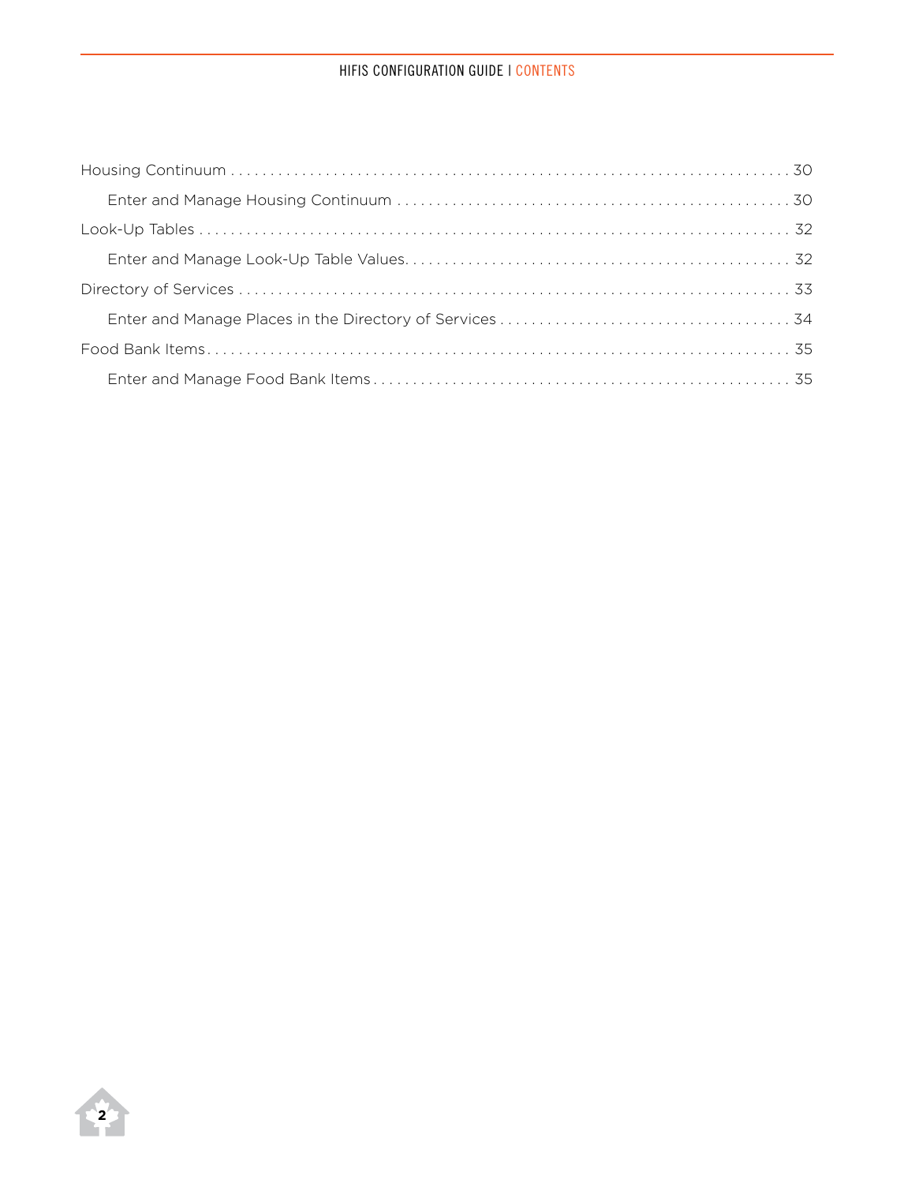- Housing Continuum ..... 30
  - Enter and Manage Housing Continuum ..... 30
- Look-Up Tables ..... 32
  - Enter and Manage Look-Up Table Values ..... 32
- Directory of Services ..... 33
  - Enter and Manage Places in the Directory of Services ..... 34
- Food Bank Items ..... 35
  - Enter and Manage Food Bank Items ..... 35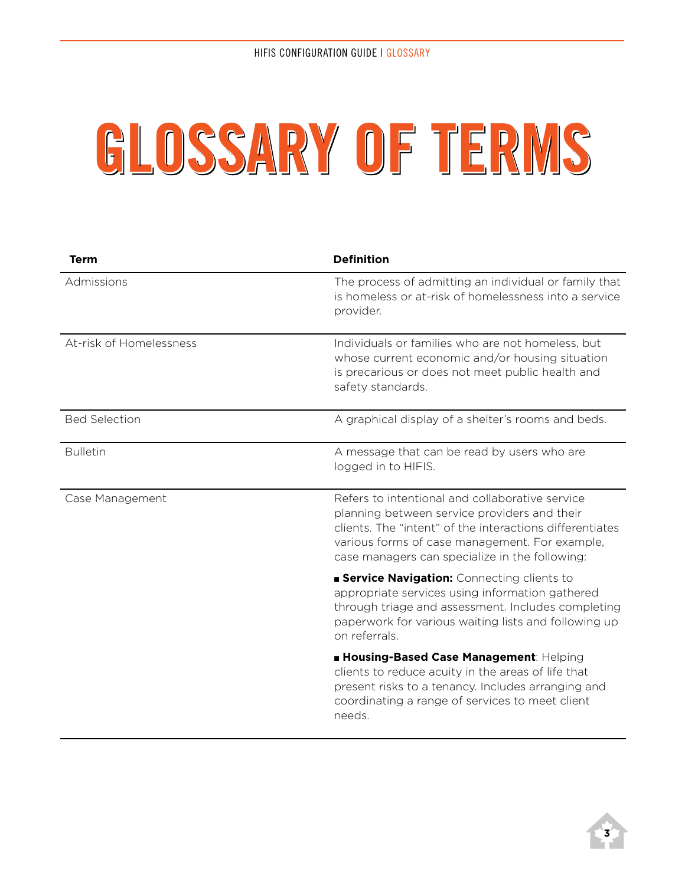# GLOSSARY OF TERMS

| Term | Definition |
|---|---|
| Admissions | The process of admitting an individual or family that is homeless or at-risk of homelessness into a service provider. |
| At-risk of Homelessness | Individuals or families who are not homeless, but whose current economic and/or housing situation is precarious or does not meet public health and safety standards. |
| Bed Selection | A graphical display of a shelter's rooms and beds. |
| Bulletin | A message that can be read by users who are logged in to HIFIS. |
| Case Management | Refers to intentional and collaborative service planning between service providers and their clients. The "intent" of the interactions differentiates various forms of case management. For example, case managers can specialize in the following: <br><br> ■ **Service Navigation:** Connecting clients to appropriate services using information gathered through triage and assessment. Includes completing paperwork for various waiting lists and following up on referrals. <br><br> ■ **Housing-Based Case Management**: Helping clients to reduce acuity in the areas of life that present risks to a tenancy. Includes arranging and coordinating a range of services to meet client needs. |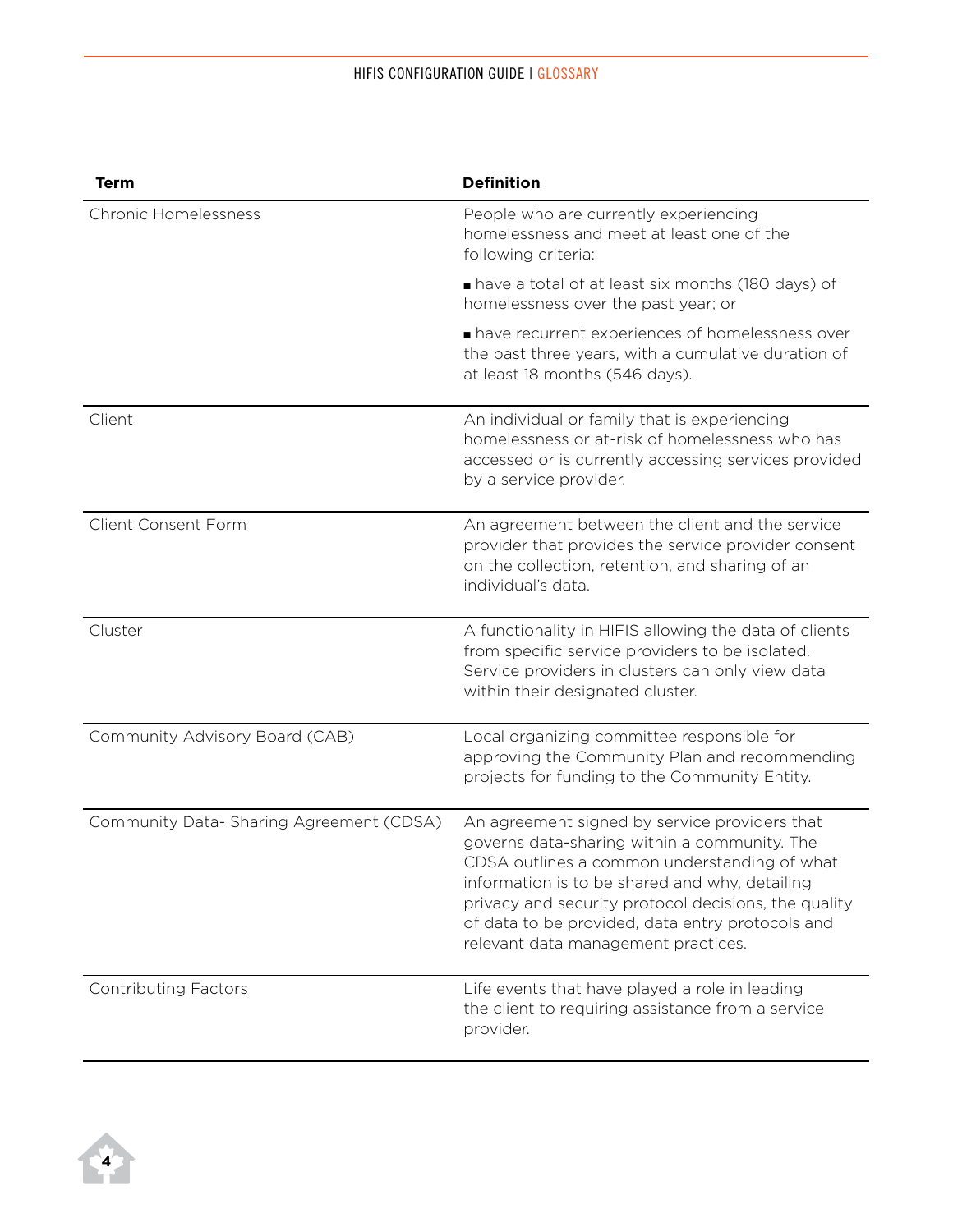| Term | Definition |
| --- | --- |
| Chronic Homelessness | People who are currently experiencing homelessness and meet at least one of the following criteria:<br>■ have a total of at least six months (180 days) of homelessness over the past year; or<br>■ have recurrent experiences of homelessness over the past three years, with a cumulative duration of at least 18 months (546 days). |
| Client | An individual or family that is experiencing homelessness or at-risk of homelessness who has accessed or is currently accessing services provided by a service provider. |
| Client Consent Form | An agreement between the client and the service provider that provides the service provider consent on the collection, retention, and sharing of an individual's data. |
| Cluster | A functionality in HIFIS allowing the data of clients from specific service providers to be isolated. Service providers in clusters can only view data within their designated cluster. |
| Community Advisory Board (CAB) | Local organizing committee responsible for approving the Community Plan and recommending projects for funding to the Community Entity. |
| Community Data- Sharing Agreement (CDSA) | An agreement signed by service providers that governs data-sharing within a community. The CDSA outlines a common understanding of what information is to be shared and why, detailing privacy and security protocol decisions, the quality of data to be provided, data entry protocols and relevant data management practices. |
| Contributing Factors | Life events that have played a role in leading the client to requiring assistance from a service provider. |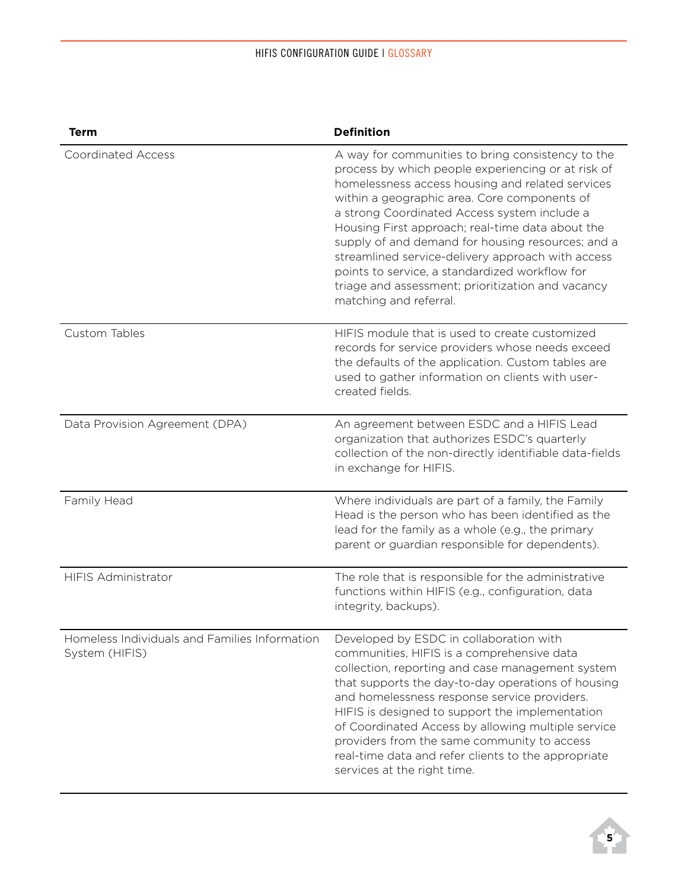| Term | Definition |
| --- | --- |
| Coordinated Access | A way for communities to bring consistency to the process by which people experiencing or at risk of homelessness access housing and related services within a geographic area. Core components of a strong Coordinated Access system include a Housing First approach; real-time data about the supply of and demand for housing resources; and a streamlined service-delivery approach with access points to service, a standardized workflow for triage and assessment; prioritization and vacancy matching and referral. |
| Custom Tables | HIFIS module that is used to create customized records for service providers whose needs exceed the defaults of the application. Custom tables are used to gather information on clients with user-created fields. |
| Data Provision Agreement (DPA) | An agreement between ESDC and a HIFIS Lead organization that authorizes ESDC's quarterly collection of the non-directly identifiable data-fields in exchange for HIFIS. |
| Family Head | Where individuals are part of a family, the Family Head is the person who has been identified as the lead for the family as a whole (e.g., the primary parent or guardian responsible for dependents). |
| HIFIS Administrator | The role that is responsible for the administrative functions within HIFIS (e.g., configuration, data integrity, backups). |
| Homeless Individuals and Families Information System (HIFIS) | Developed by ESDC in collaboration with communities, HIFIS is a comprehensive data collection, reporting and case management system that supports the day-to-day operations of housing and homelessness response service providers. HIFIS is designed to support the implementation of Coordinated Access by allowing multiple service providers from the same community to access real-time data and refer clients to the appropriate services at the right time. |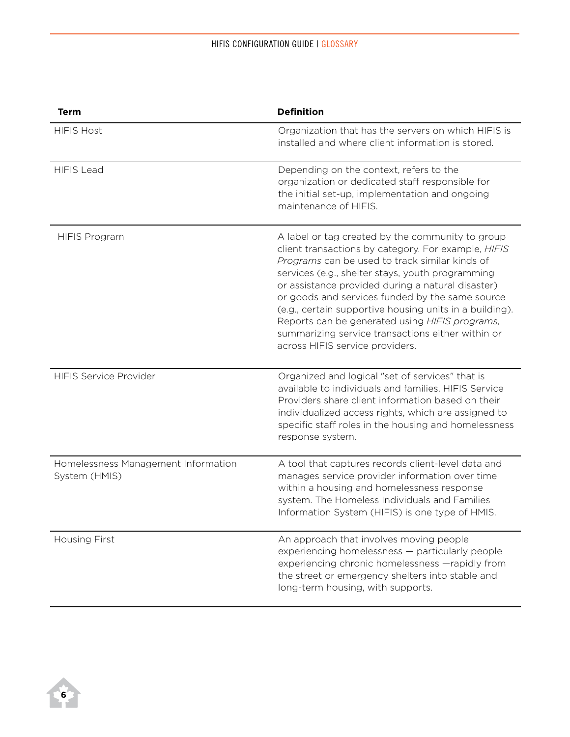| Term | Definition |
|---|---|
| HIFIS Host | Organization that has the servers on which HIFIS is installed and where client information is stored. |
| HIFIS Lead | Depending on the context, refers to the organization or dedicated staff responsible for the initial set-up, implementation and ongoing maintenance of HIFIS. |
| HIFIS Program | A label or tag created by the community to group client transactions by category. For example, *HIFIS Programs* can be used to track similar kinds of services (e.g., shelter stays, youth programming or assistance provided during a natural disaster) or goods and services funded by the same source (e.g., certain supportive housing units in a building). Reports can be generated using *HIFIS programs*, summarizing service transactions either within or across HIFIS service providers. |
| HIFIS Service Provider | Organized and logical "set of services" that is available to individuals and families. HIFIS Service Providers share client information based on their individualized access rights, which are assigned to specific staff roles in the housing and homelessness response system. |
| Homelessness Management Information System (HMIS) | A tool that captures records client-level data and manages service provider information over time within a housing and homelessness response system. The Homeless Individuals and Families Information System (HIFIS) is one type of HMIS. |
| Housing First | An approach that involves moving people experiencing homelessness — particularly people experiencing chronic homelessness —rapidly from the street or emergency shelters into stable and long-term housing, with supports. |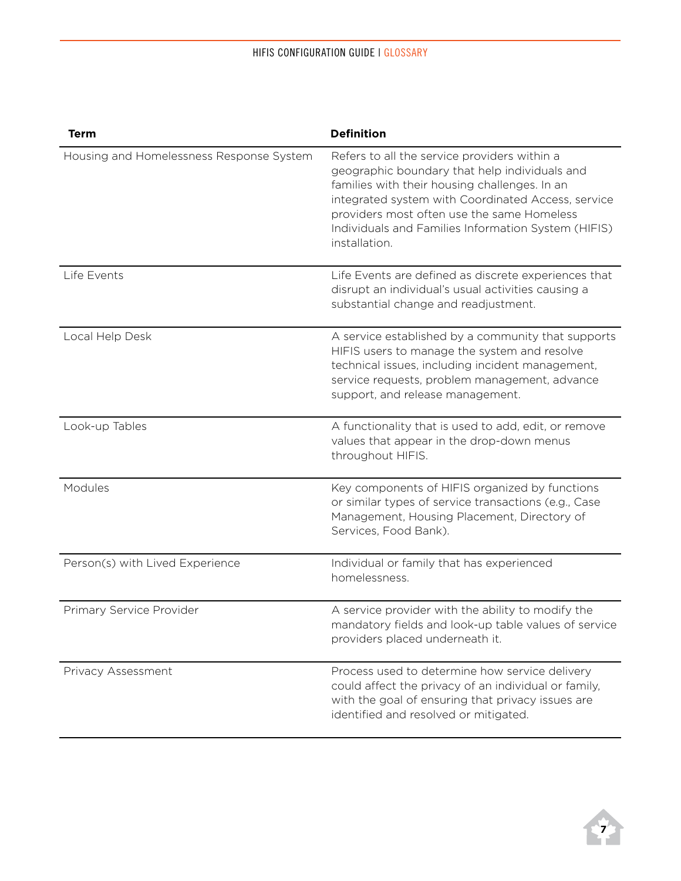| Term | Definition |
| --- | --- |
| Housing and Homelessness Response System | Refers to all the service providers within a geographic boundary that help individuals and families with their housing challenges. In an integrated system with Coordinated Access, service providers most often use the same Homeless Individuals and Families Information System (HIFIS) installation. |
| Life Events | Life Events are defined as discrete experiences that disrupt an individual's usual activities causing a substantial change and readjustment. |
| Local Help Desk | A service established by a community that supports HIFIS users to manage the system and resolve technical issues, including incident management, service requests, problem management, advance support, and release management. |
| Look-up Tables | A functionality that is used to add, edit, or remove values that appear in the drop-down menus throughout HIFIS. |
| Modules | Key components of HIFIS organized by functions or similar types of service transactions (e.g., Case Management, Housing Placement, Directory of Services, Food Bank). |
| Person(s) with Lived Experience | Individual or family that has experienced homelessness. |
| Primary Service Provider | A service provider with the ability to modify the mandatory fields and look-up table values of service providers placed underneath it. |
| Privacy Assessment | Process used to determine how service delivery could affect the privacy of an individual or family, with the goal of ensuring that privacy issues are identified and resolved or mitigated. |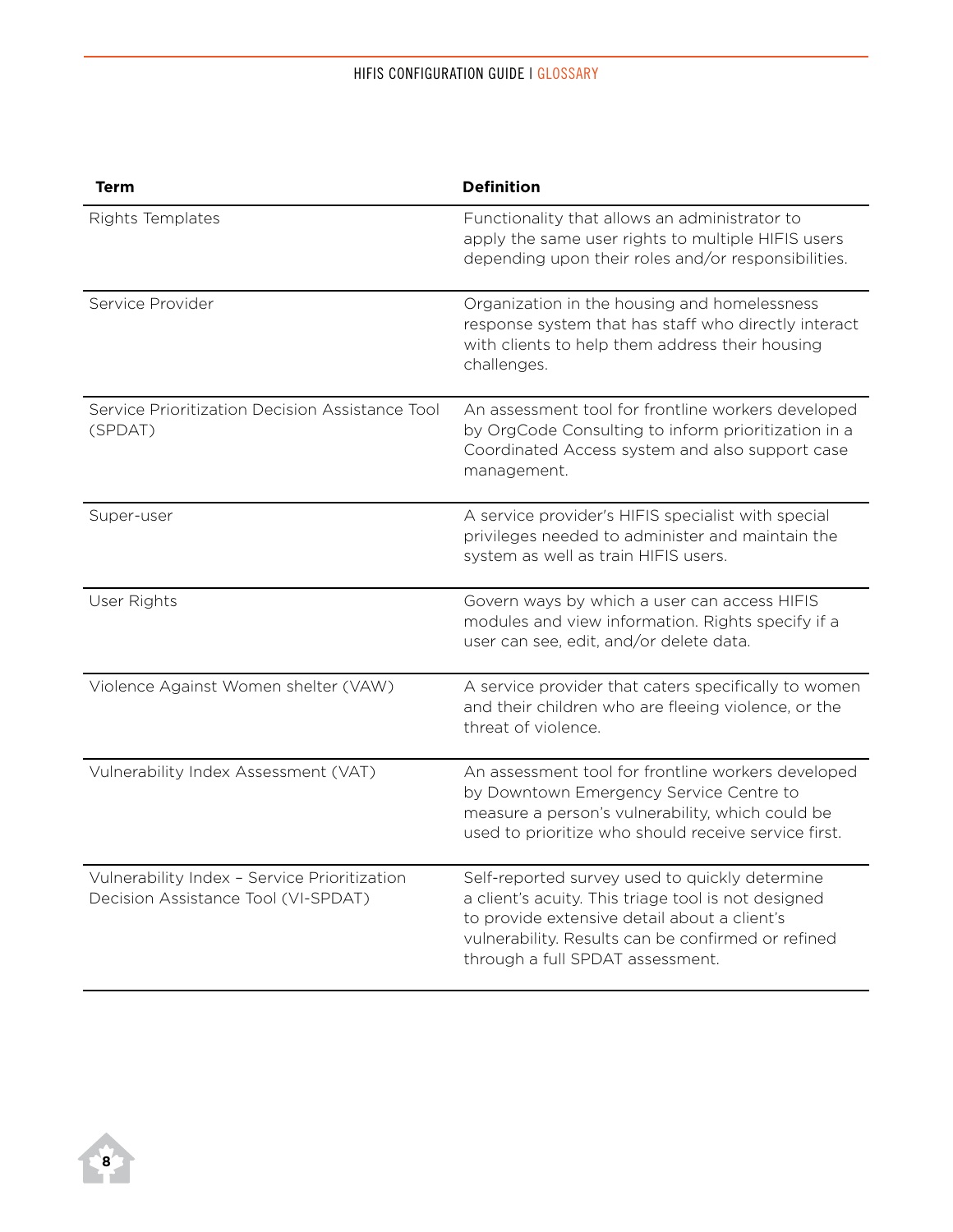| Term | Definition |
|---|---|
| Rights Templates | Functionality that allows an administrator to apply the same user rights to multiple HIFIS users depending upon their roles and/or responsibilities. |
| Service Provider | Organization in the housing and homelessness response system that has staff who directly interact with clients to help them address their housing challenges. |
| Service Prioritization Decision Assistance Tool (SPDAT) | An assessment tool for frontline workers developed by OrgCode Consulting to inform prioritization in a Coordinated Access system and also support case management. |
| Super-user | A service provider's HIFIS specialist with special privileges needed to administer and maintain the system as well as train HIFIS users. |
| User Rights | Govern ways by which a user can access HIFIS modules and view information. Rights specify if a user can see, edit, and/or delete data. |
| Violence Against Women shelter (VAW) | A service provider that caters specifically to women and their children who are fleeing violence, or the threat of violence. |
| Vulnerability Index Assessment (VAT) | An assessment tool for frontline workers developed by Downtown Emergency Service Centre to measure a person's vulnerability, which could be used to prioritize who should receive service first. |
| Vulnerability Index – Service Prioritization Decision Assistance Tool (VI-SPDAT) | Self-reported survey used to quickly determine a client's acuity. This triage tool is not designed to provide extensive detail about a client's vulnerability. Results can be confirmed or refined through a full SPDAT assessment. |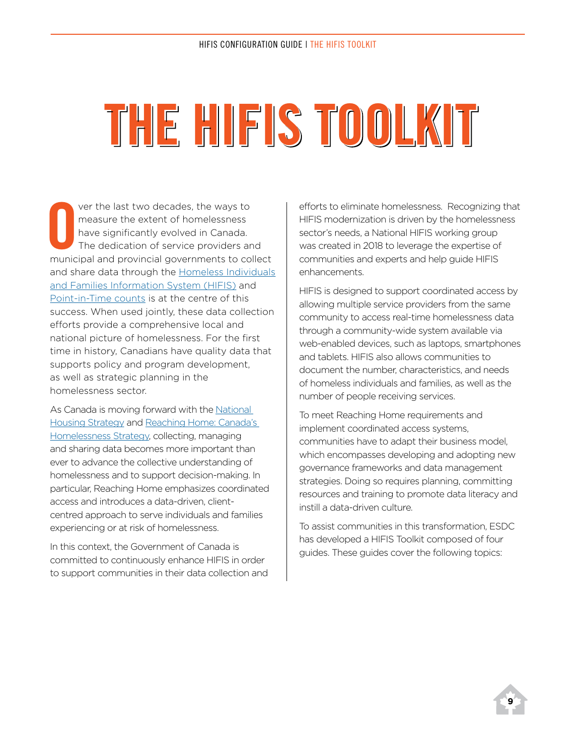# THE HIFIS TOOLKIT

Over the last two decades, the ways to measure the extent of homelessness have significantly evolved in Canada. The dedication of service providers and municipal and provincial governments to collect and share data through the Homeless Individuals and Families Information System (HIFIS) and Point-in-Time counts is at the centre of this success. When used jointly, these data collection efforts provide a comprehensive local and national picture of homelessness. For the first time in history, Canadians have quality data that supports policy and program development, as well as strategic planning in the homelessness sector.

As Canada is moving forward with the National Housing Strategy and Reaching Home: Canada's Homelessness Strategy, collecting, managing and sharing data becomes more important than ever to advance the collective understanding of homelessness and to support decision-making. In particular, Reaching Home emphasizes coordinated access and introduces a data-driven, client-centred approach to serve individuals and families experiencing or at risk of homelessness.

In this context, the Government of Canada is committed to continuously enhance HIFIS in order to support communities in their data collection and efforts to eliminate homelessness. Recognizing that HIFIS modernization is driven by the homelessness sector's needs, a National HIFIS working group was created in 2018 to leverage the expertise of communities and experts and help guide HIFIS enhancements.

HIFIS is designed to support coordinated access by allowing multiple service providers from the same community to access real-time homelessness data through a community-wide system available via web-enabled devices, such as laptops, smartphones and tablets. HIFIS also allows communities to document the number, characteristics, and needs of homeless individuals and families, as well as the number of people receiving services.

To meet Reaching Home requirements and implement coordinated access systems, communities have to adapt their business model, which encompasses developing and adopting new governance frameworks and data management strategies. Doing so requires planning, committing resources and training to promote data literacy and instill a data-driven culture.

To assist communities in this transformation, ESDC has developed a HIFIS Toolkit composed of four guides. These guides cover the following topics: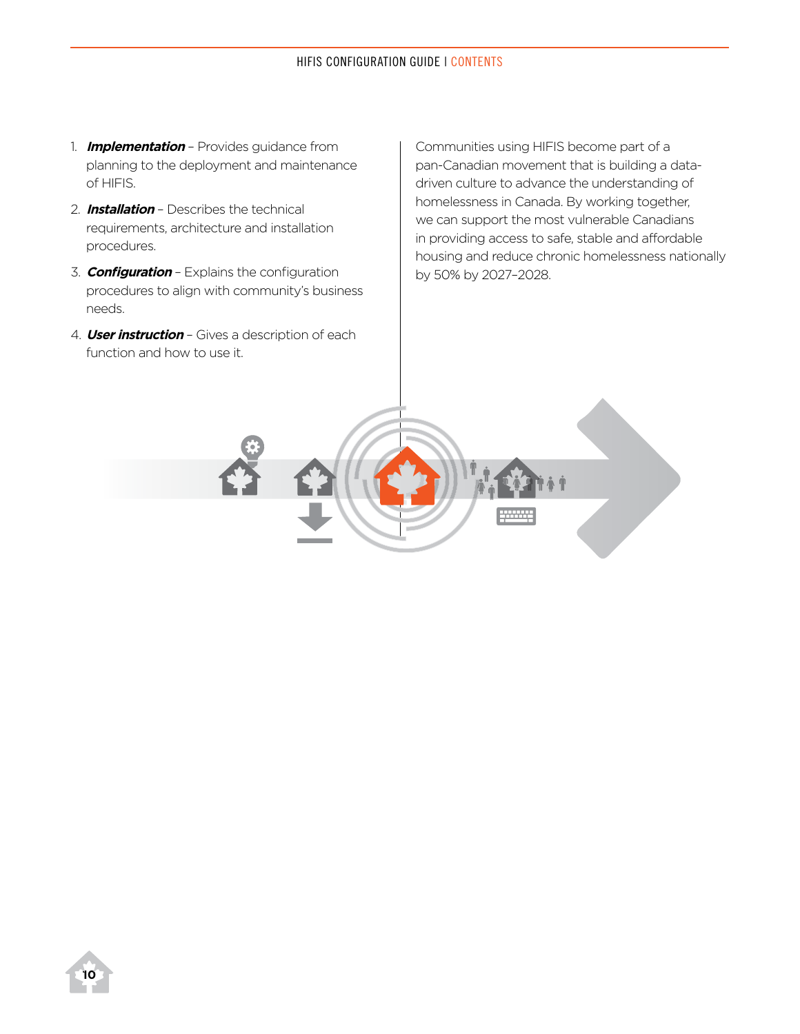1. ***Implementation*** – Provides guidance from planning to the deployment and maintenance of HIFIS.
2. ***Installation*** – Describes the technical requirements, architecture and installation procedures.
3. ***Configuration*** – Explains the configuration procedures to align with community's business needs.
4. ***User instruction*** – Gives a description of each function and how to use it.

Communities using HIFIS become part of a pan-Canadian movement that is building a data-driven culture to advance the understanding of homelessness in Canada. By working together, we can support the most vulnerable Canadians in providing access to safe, stable and affordable housing and reduce chronic homelessness nationally by 50% by 2027–2028.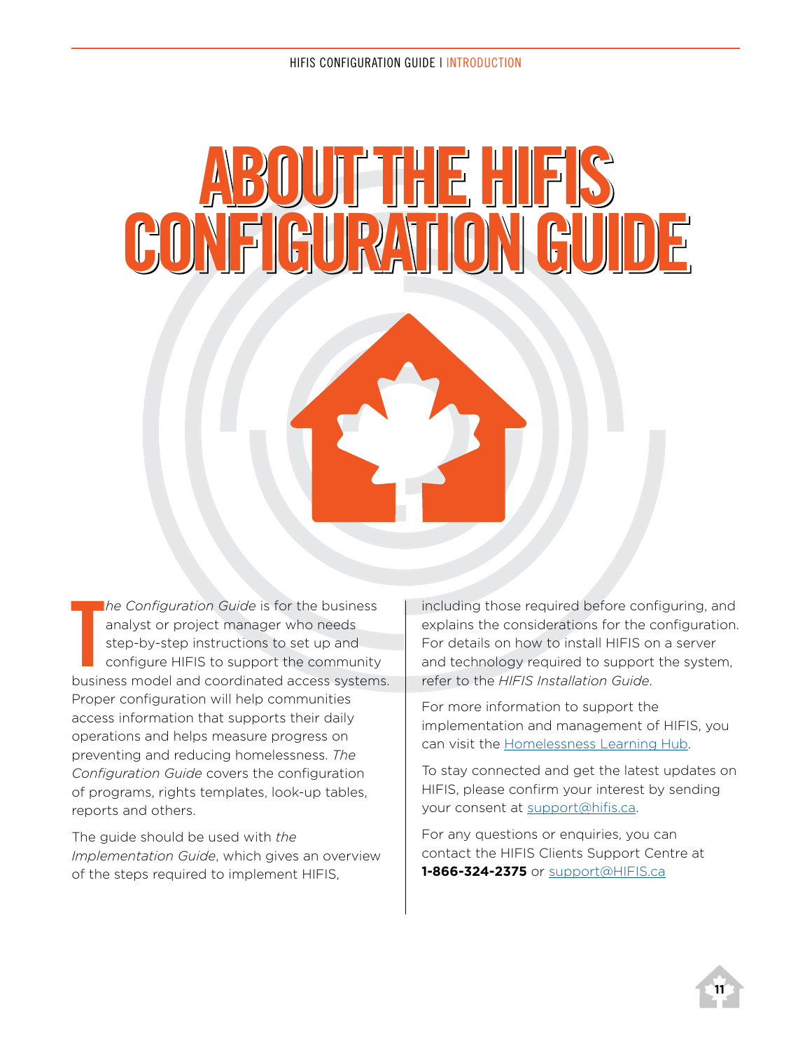# ABOUT THE HIFIS CONFIGURATION GUIDE

*The Configuration Guide* is for the business analyst or project manager who needs step-by-step instructions to set up and configure HIFIS to support the community business model and coordinated access systems. Proper configuration will help communities access information that supports their daily operations and helps measure progress on preventing and reducing homelessness. *The Configuration Guide* covers the configuration of programs, rights templates, look-up tables, reports and others.

The guide should be used with *the Implementation Guide*, which gives an overview of the steps required to implement HIFIS, including those required before configuring, and explains the considerations for the configuration. For details on how to install HIFIS on a server and technology required to support the system, refer to the *HIFIS Installation Guide*.

For more information to support the implementation and management of HIFIS, you can visit the Homelessness Learning Hub.

To stay connected and get the latest updates on HIFIS, please confirm your interest by sending your consent at support@hifis.ca.

For any questions or enquiries, you can contact the HIFIS Clients Support Centre at **1-866-324-2375** or support@HIFIS.ca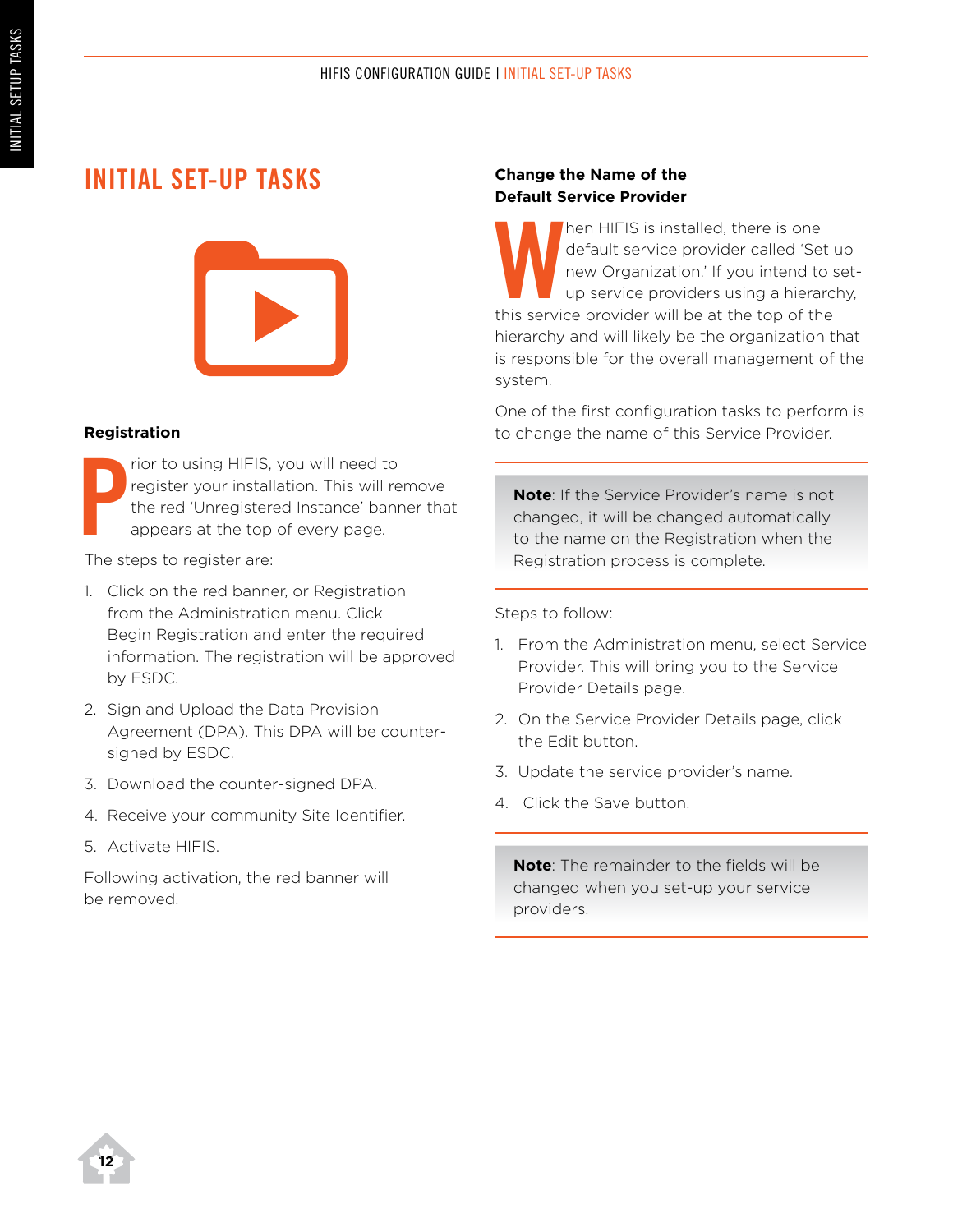# INITIAL SET-UP TASKS

## Registration

Prior to using HIFIS, you will need to register your installation. This will remove the red 'Unregistered Instance' banner that appears at the top of every page.

The steps to register are:

1. Click on the red banner, or Registration from the Administration menu. Click Begin Registration and enter the required information. The registration will be approved by ESDC.
2. Sign and Upload the Data Provision Agreement (DPA). This DPA will be counter-signed by ESDC.
3. Download the counter-signed DPA.
4. Receive your community Site Identifier.
5. Activate HIFIS.

Following activation, the red banner will be removed.

## Change the Name of the Default Service Provider

When HIFIS is installed, there is one default service provider called 'Set up new Organization.' If you intend to set-up service providers using a hierarchy, this service provider will be at the top of the hierarchy and will likely be the organization that is responsible for the overall management of the system.

One of the first configuration tasks to perform is to change the name of this Service Provider.

> **Note**: If the Service Provider's name is not changed, it will be changed automatically to the name on the Registration when the Registration process is complete.

Steps to follow:

1. From the Administration menu, select Service Provider. This will bring you to the Service Provider Details page.
2. On the Service Provider Details page, click the Edit button.
3. Update the service provider's name.
4. Click the Save button.

> **Note**: The remainder to the fields will be changed when you set-up your service providers.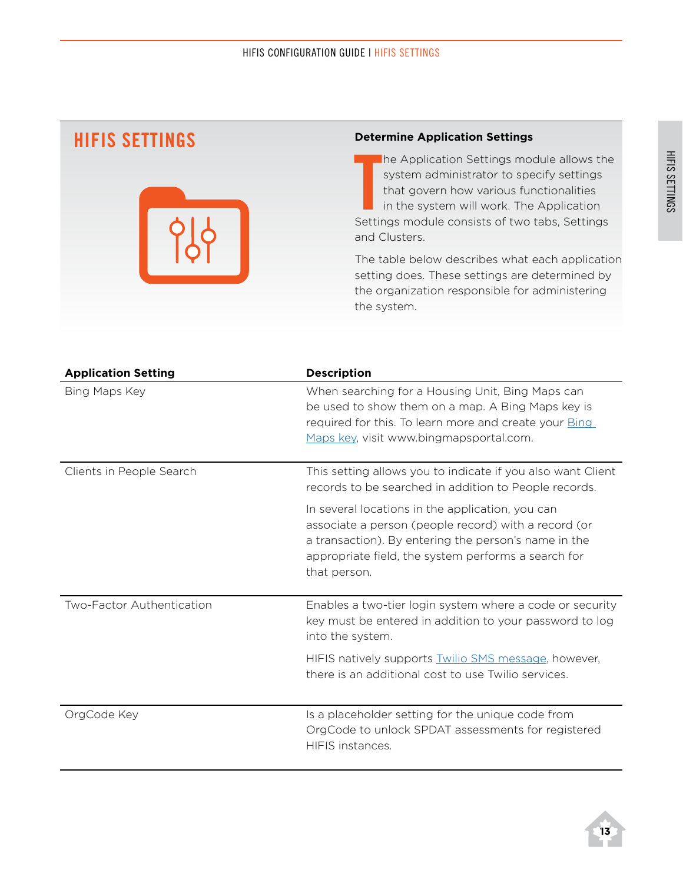# HIFIS SETTINGS

### Determine Application Settings

The Application Settings module allows the system administrator to specify settings that govern how various functionalities in the system will work. The Application Settings module consists of two tabs, Settings and Clusters.

The table below describes what each application setting does. These settings are determined by the organization responsible for administering the system.

| Application Setting | Description |
|---|---|
| Bing Maps Key | When searching for a Housing Unit, Bing Maps can be used to show them on a map. A Bing Maps key is required for this. To learn more and create your [Bing Maps key](www.bingmapsportal.com), visit www.bingmapsportal.com. |
| Clients in People Search | This setting allows you to indicate if you also want Client records to be searched in addition to People records.<br><br>In several locations in the application, you can associate a person (people record) with a record (or a transaction). By entering the person's name in the appropriate field, the system performs a search for that person. |
| Two-Factor Authentication | Enables a two-tier login system where a code or security key must be entered in addition to your password to log into the system.<br><br>HIFIS natively supports Twilio SMS message, however, there is an additional cost to use Twilio services. |
| OrgCode Key | Is a placeholder setting for the unique code from OrgCode to unlock SPDAT assessments for registered HIFIS instances. |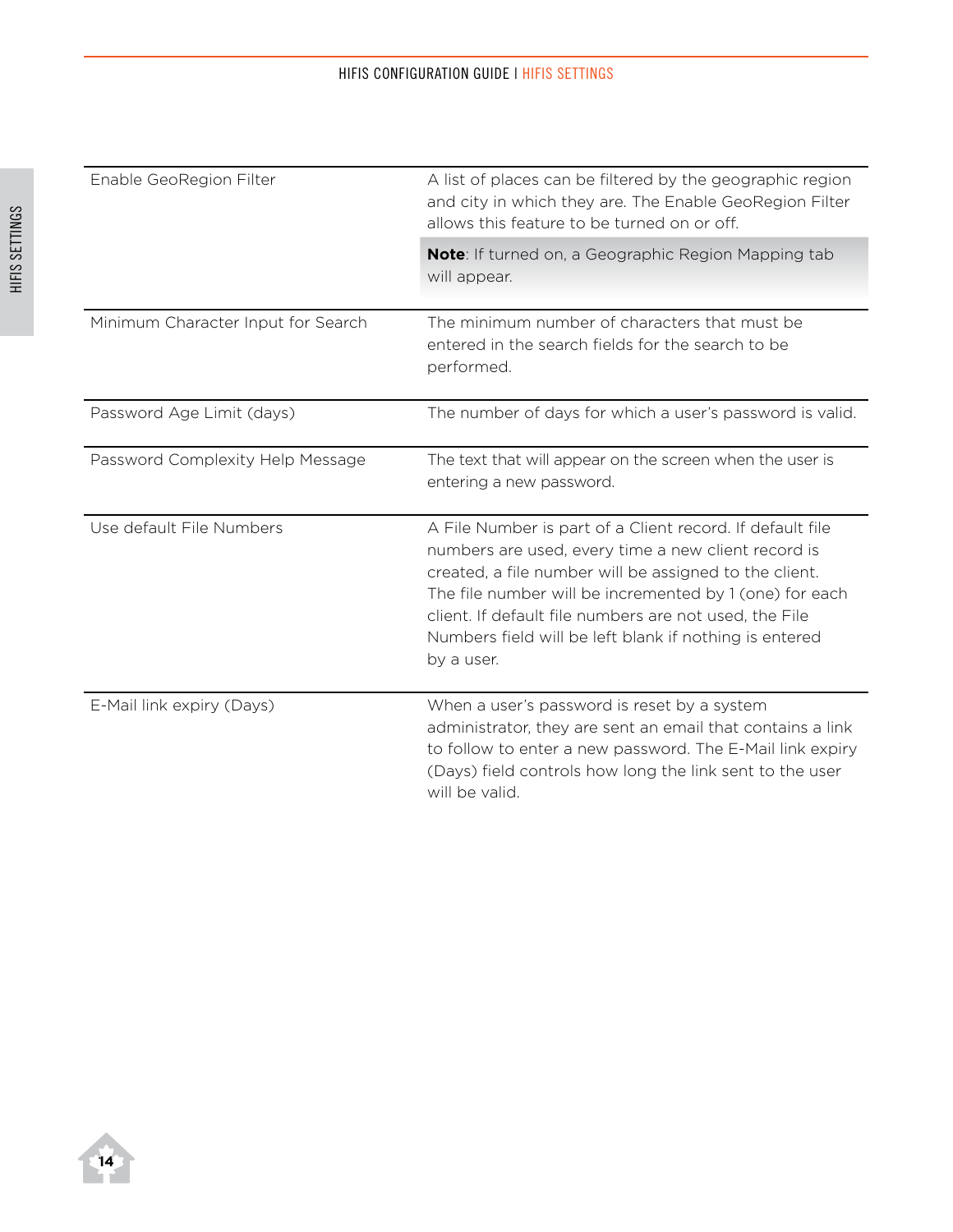| | |
|---|---|
| Enable GeoRegion Filter | A list of places can be filtered by the geographic region and city in which they are. The Enable GeoRegion Filter allows this feature to be turned on or off.<br><br>**Note**: If turned on, a Geographic Region Mapping tab will appear. |
| Minimum Character Input for Search | The minimum number of characters that must be entered in the search fields for the search to be performed. |
| Password Age Limit (days) | The number of days for which a user's password is valid. |
| Password Complexity Help Message | The text that will appear on the screen when the user is entering a new password. |
| Use default File Numbers | A File Number is part of a Client record. If default file numbers are used, every time a new client record is created, a file number will be assigned to the client. The file number will be incremented by 1 (one) for each client. If default file numbers are not used, the File Numbers field will be left blank if nothing is entered by a user. |
| E-Mail link expiry (Days) | When a user's password is reset by a system administrator, they are sent an email that contains a link to follow to enter a new password. The E-Mail link expiry (Days) field controls how long the link sent to the user will be valid. |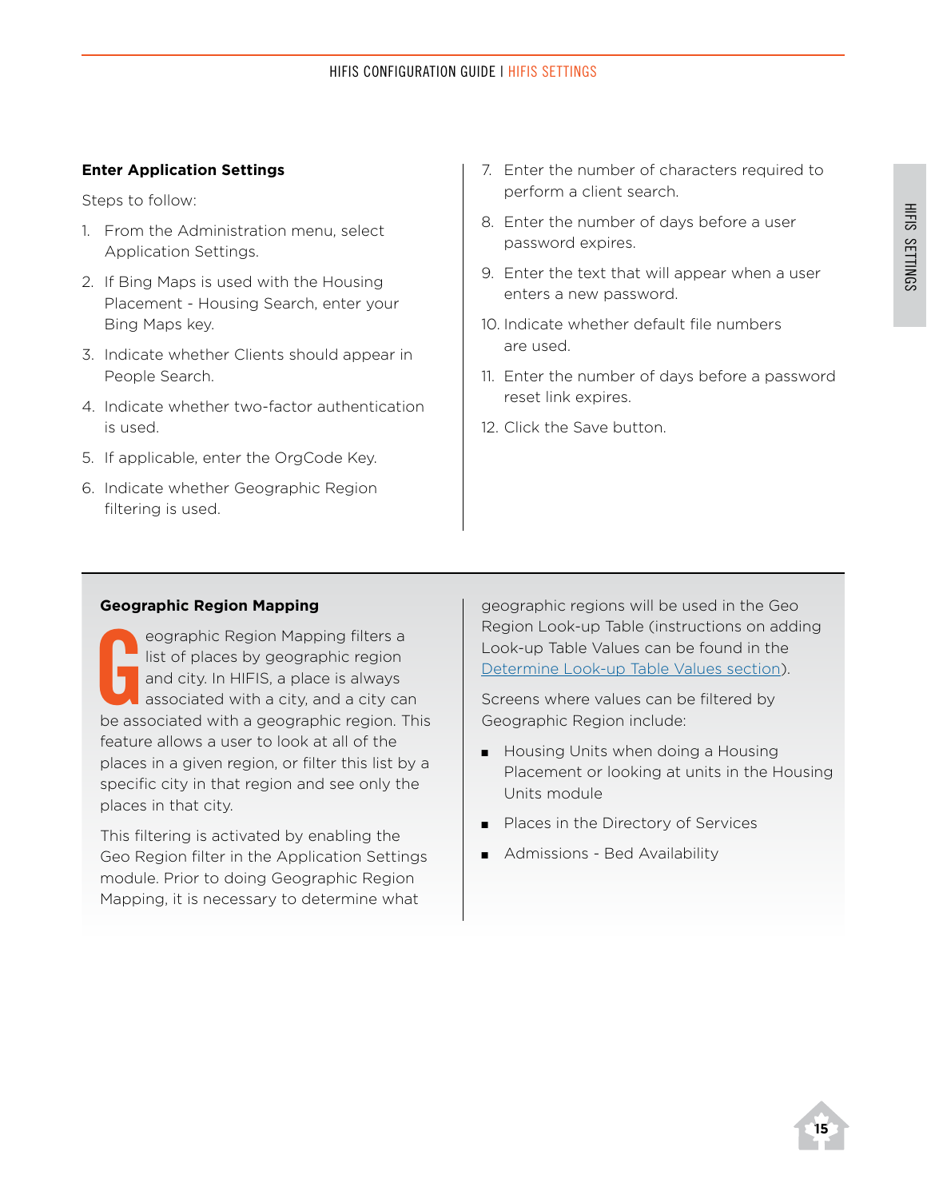### Enter Application Settings

Steps to follow:

1. From the Administration menu, select Application Settings.
2. If Bing Maps is used with the Housing Placement - Housing Search, enter your Bing Maps key.
3. Indicate whether Clients should appear in People Search.
4. Indicate whether two-factor authentication is used.
5. If applicable, enter the OrgCode Key.
6. Indicate whether Geographic Region filtering is used.
7. Enter the number of characters required to perform a client search.
8. Enter the number of days before a user password expires.
9. Enter the text that will appear when a user enters a new password.
10. Indicate whether default file numbers are used.
11. Enter the number of days before a password reset link expires.
12. Click the Save button.

### Geographic Region Mapping

Geographic Region Mapping filters a list of places by geographic region and city. In HIFIS, a place is always associated with a city, and a city can be associated with a geographic region. This feature allows a user to look at all of the places in a given region, or filter this list by a specific city in that region and see only the places in that city.

This filtering is activated by enabling the Geo Region filter in the Application Settings module. Prior to doing Geographic Region Mapping, it is necessary to determine what geographic regions will be used in the Geo Region Look-up Table (instructions on adding Look-up Table Values can be found in the Determine Look-up Table Values section).

Screens where values can be filtered by Geographic Region include:

- Housing Units when doing a Housing Placement or looking at units in the Housing Units module
- Places in the Directory of Services
- Admissions - Bed Availability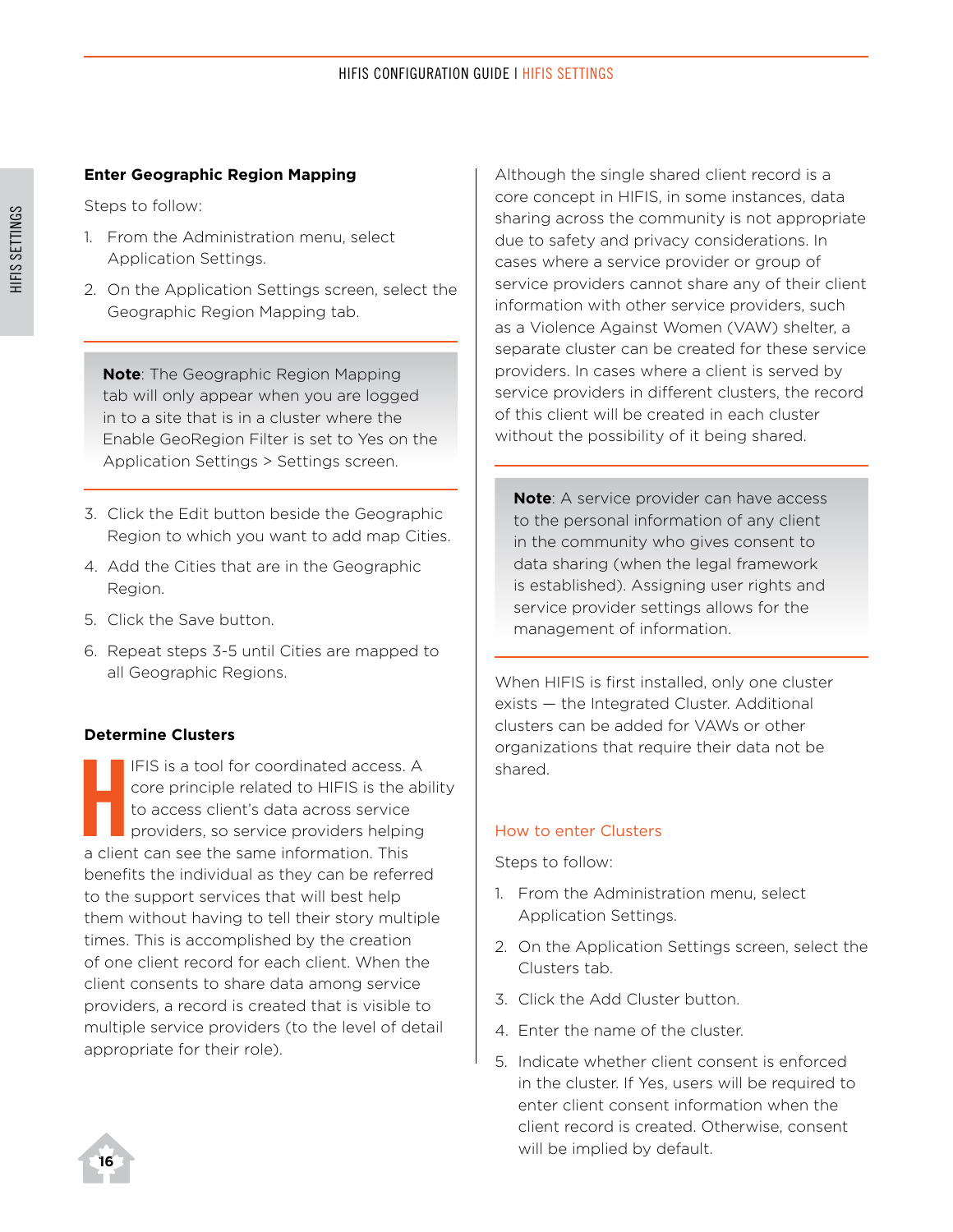### Enter Geographic Region Mapping

Steps to follow:

1. From the Administration menu, select Application Settings.
2. On the Application Settings screen, select the Geographic Region Mapping tab.

> **Note**: The Geographic Region Mapping tab will only appear when you are logged in to a site that is in a cluster where the Enable GeoRegion Filter is set to Yes on the Application Settings > Settings screen.

3. Click the Edit button beside the Geographic Region to which you want to add map Cities.
4. Add the Cities that are in the Geographic Region.
5. Click the Save button.
6. Repeat steps 3-5 until Cities are mapped to all Geographic Regions.

### Determine Clusters

HIFIS is a tool for coordinated access. A core principle related to HIFIS is the ability to access client's data across service providers, so service providers helping a client can see the same information. This benefits the individual as they can be referred to the support services that will best help them without having to tell their story multiple times. This is accomplished by the creation of one client record for each client. When the client consents to share data among service providers, a record is created that is visible to multiple service providers (to the level of detail appropriate for their role).

Although the single shared client record is a core concept in HIFIS, in some instances, data sharing across the community is not appropriate due to safety and privacy considerations. In cases where a service provider or group of service providers cannot share any of their client information with other service providers, such as a Violence Against Women (VAW) shelter, a separate cluster can be created for these service providers. In cases where a client is served by service providers in different clusters, the record of this client will be created in each cluster without the possibility of it being shared.

> **Note**: A service provider can have access to the personal information of any client in the community who gives consent to data sharing (when the legal framework is established). Assigning user rights and service provider settings allows for the management of information.

When HIFIS is first installed, only one cluster exists — the Integrated Cluster. Additional clusters can be added for VAWs or other organizations that require their data not be shared.

#### How to enter Clusters

Steps to follow:

1. From the Administration menu, select Application Settings.
2. On the Application Settings screen, select the Clusters tab.
3. Click the Add Cluster button.
4. Enter the name of the cluster.
5. Indicate whether client consent is enforced in the cluster. If Yes, users will be required to enter client consent information when the client record is created. Otherwise, consent will be implied by default.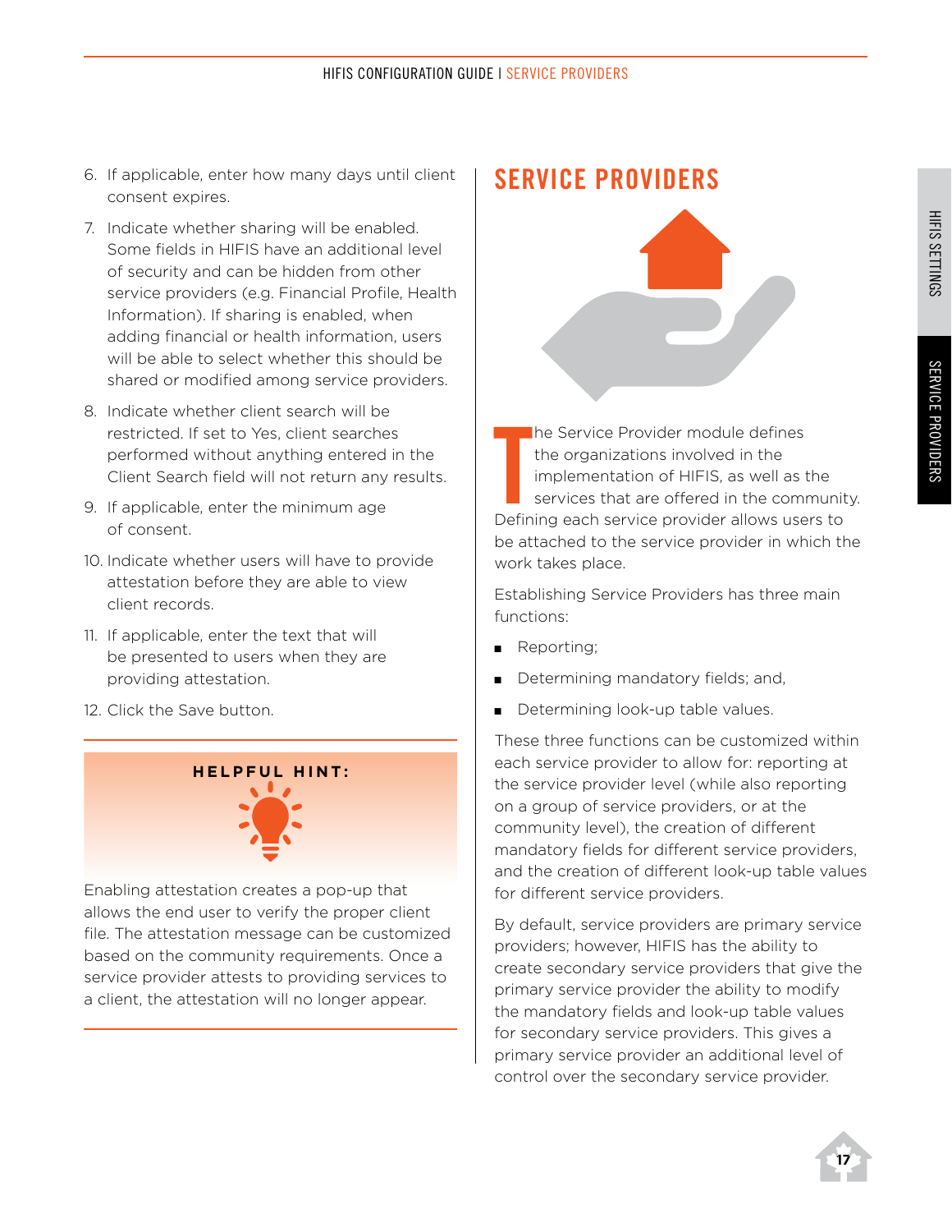6. If applicable, enter how many days until client consent expires.
7. Indicate whether sharing will be enabled. Some fields in HIFIS have an additional level of security and can be hidden from other service providers (e.g. Financial Profile, Health Information). If sharing is enabled, when adding financial or health information, users will be able to select whether this should be shared or modified among service providers.
8. Indicate whether client search will be restricted. If set to Yes, client searches performed without anything entered in the Client Search field will not return any results.
9. If applicable, enter the minimum age of consent.
10. Indicate whether users will have to provide attestation before they are able to view client records.
11. If applicable, enter the text that will be presented to users when they are providing attestation.
12. Click the Save button.

> **HELPFUL HINT:**
>
> Enabling attestation creates a pop-up that allows the end user to verify the proper client file. The attestation message can be customized based on the community requirements. Once a service provider attests to providing services to a client, the attestation will no longer appear.

# SERVICE PROVIDERS

The Service Provider module defines the organizations involved in the implementation of HIFIS, as well as the services that are offered in the community. Defining each service provider allows users to be attached to the service provider in which the work takes place.

Establishing Service Providers has three main functions:

- Reporting;
- Determining mandatory fields; and,
- Determining look-up table values.

These three functions can be customized within each service provider to allow for: reporting at the service provider level (while also reporting on a group of service providers, or at the community level), the creation of different mandatory fields for different service providers, and the creation of different look-up table values for different service providers.

By default, service providers are primary service providers; however, HIFIS has the ability to create secondary service providers that give the primary service provider the ability to modify the mandatory fields and look-up table values for secondary service providers. This gives a primary service provider an additional level of control over the secondary service provider.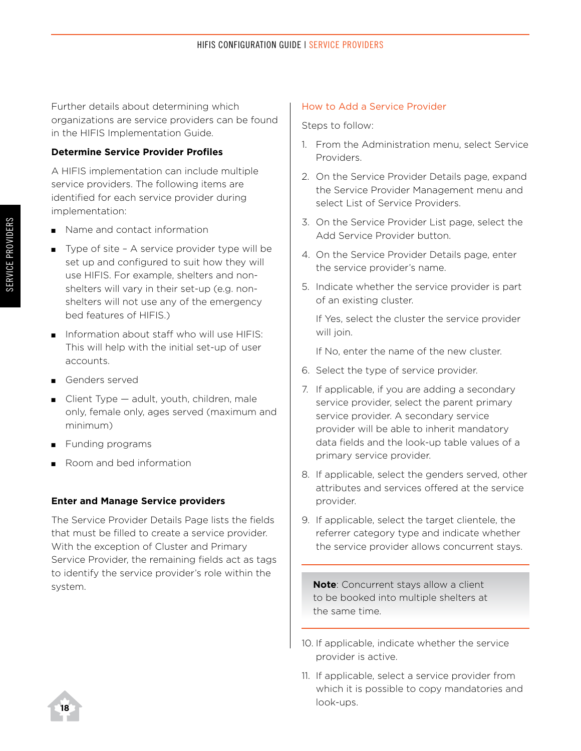Further details about determining which organizations are service providers can be found in the HIFIS Implementation Guide.

### Determine Service Provider Profiles

A HIFIS implementation can include multiple service providers. The following items are identified for each service provider during implementation:

- Name and contact information
- Type of site – A service provider type will be set up and configured to suit how they will use HIFIS. For example, shelters and non-shelters will vary in their set-up (e.g. non-shelters will not use any of the emergency bed features of HIFIS.)
- Information about staff who will use HIFIS: This will help with the initial set-up of user accounts.
- Genders served
- Client Type — adult, youth, children, male only, female only, ages served (maximum and minimum)
- Funding programs
- Room and bed information

### Enter and Manage Service providers

The Service Provider Details Page lists the fields that must be filled to create a service provider. With the exception of Cluster and Primary Service Provider, the remaining fields act as tags to identify the service provider's role within the system.

### How to Add a Service Provider

Steps to follow:

1. From the Administration menu, select Service Providers.
2. On the Service Provider Details page, expand the Service Provider Management menu and select List of Service Providers.
3. On the Service Provider List page, select the Add Service Provider button.
4. On the Service Provider Details page, enter the service provider's name.
5. Indicate whether the service provider is part of an existing cluster.

   If Yes, select the cluster the service provider will join.

   If No, enter the name of the new cluster.
6. Select the type of service provider.
7. If applicable, if you are adding a secondary service provider, select the parent primary service provider. A secondary service provider will be able to inherit mandatory data fields and the look-up table values of a primary service provider.
8. If applicable, select the genders served, other attributes and services offered at the service provider.
9. If applicable, select the target clientele, the referrer category type and indicate whether the service provider allows concurrent stays.

> **Note**: Concurrent stays allow a client to be booked into multiple shelters at the same time.

10. If applicable, indicate whether the service provider is active.
11. If applicable, select a service provider from which it is possible to copy mandatories and look-ups.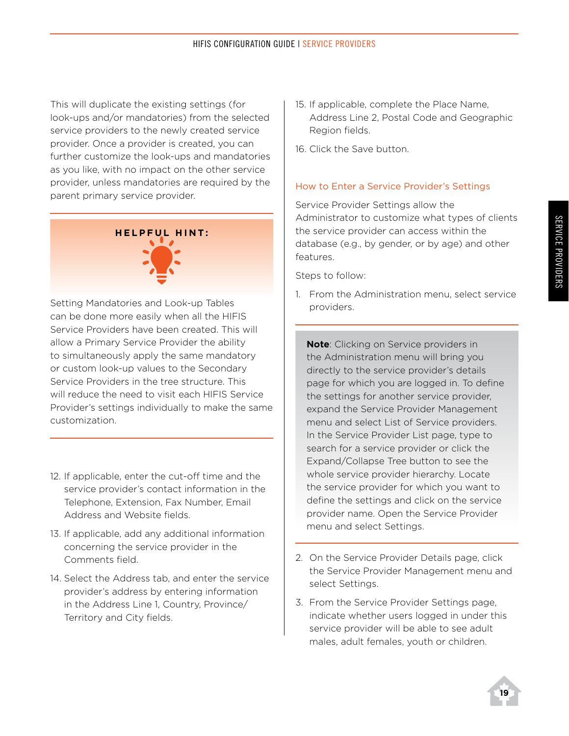This will duplicate the existing settings (for look-ups and/or mandatories) from the selected service providers to the newly created service provider. Once a provider is created, you can further customize the look-ups and mandatories as you like, with no impact on the other service provider, unless mandatories are required by the parent primary service provider.

**HELPFUL HINT:**

Setting Mandatories and Look-up Tables can be done more easily when all the HIFIS Service Providers have been created. This will allow a Primary Service Provider the ability to simultaneously apply the same mandatory or custom look-up values to the Secondary Service Providers in the tree structure. This will reduce the need to visit each HIFIS Service Provider's settings individually to make the same customization.

12. If applicable, enter the cut-off time and the service provider's contact information in the Telephone, Extension, Fax Number, Email Address and Website fields.
13. If applicable, add any additional information concerning the service provider in the Comments field.
14. Select the Address tab, and enter the service provider's address by entering information in the Address Line 1, Country, Province/Territory and City fields.
15. If applicable, complete the Place Name, Address Line 2, Postal Code and Geographic Region fields.
16. Click the Save button.

### How to Enter a Service Provider's Settings

Service Provider Settings allow the Administrator to customize what types of clients the service provider can access within the database (e.g., by gender, or by age) and other features.

Steps to follow:

1. From the Administration menu, select service providers.

**Note**: Clicking on Service providers in the Administration menu will bring you directly to the service provider's details page for which you are logged in. To define the settings for another service provider, expand the Service Provider Management menu and select List of Service providers. In the Service Provider List page, type to search for a service provider or click the Expand/Collapse Tree button to see the whole service provider hierarchy. Locate the service provider for which you want to define the settings and click on the service provider name. Open the Service Provider menu and select Settings.

2. On the Service Provider Details page, click the Service Provider Management menu and select Settings.
3. From the Service Provider Settings page, indicate whether users logged in under this service provider will be able to see adult males, adult females, youth or children.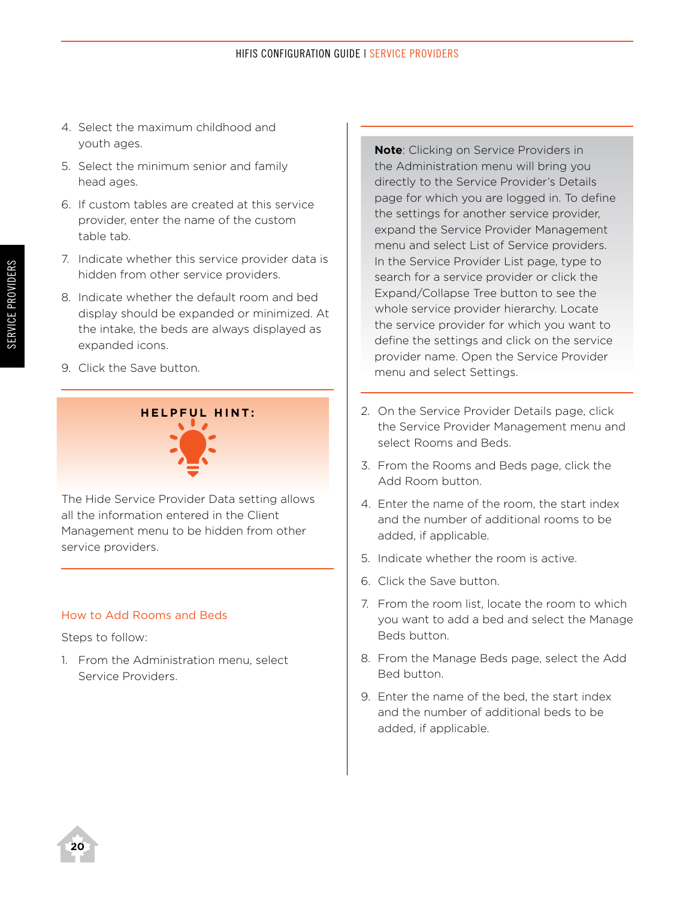4. Select the maximum childhood and youth ages.
5. Select the minimum senior and family head ages.
6. If custom tables are created at this service provider, enter the name of the custom table tab.
7. Indicate whether this service provider data is hidden from other service providers.
8. Indicate whether the default room and bed display should be expanded or minimized. At the intake, the beds are always displayed as expanded icons.
9. Click the Save button.

**HELPFUL HINT:**

The Hide Service Provider Data setting allows all the information entered in the Client Management menu to be hidden from other service providers.

### How to Add Rooms and Beds

Steps to follow:

1. From the Administration menu, select Service Providers.

**Note**: Clicking on Service Providers in the Administration menu will bring you directly to the Service Provider's Details page for which you are logged in. To define the settings for another service provider, expand the Service Provider Management menu and select List of Service providers. In the Service Provider List page, type to search for a service provider or click the Expand/Collapse Tree button to see the whole service provider hierarchy. Locate the service provider for which you want to define the settings and click on the service provider name. Open the Service Provider menu and select Settings.

2. On the Service Provider Details page, click the Service Provider Management menu and select Rooms and Beds.
3. From the Rooms and Beds page, click the Add Room button.
4. Enter the name of the room, the start index and the number of additional rooms to be added, if applicable.
5. Indicate whether the room is active.
6. Click the Save button.
7. From the room list, locate the room to which you want to add a bed and select the Manage Beds button.
8. From the Manage Beds page, select the Add Bed button.
9. Enter the name of the bed, the start index and the number of additional beds to be added, if applicable.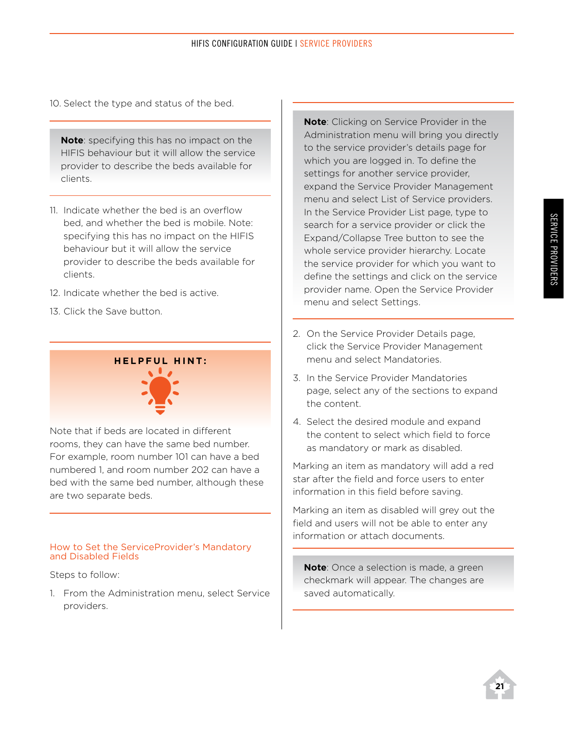10. Select the type and status of the bed.

> **Note**: specifying this has no impact on the HIFIS behaviour but it will allow the service provider to describe the beds available for clients.

11. Indicate whether the bed is an overflow bed, and whether the bed is mobile. Note: specifying this has no impact on the HIFIS behaviour but it will allow the service provider to describe the beds available for clients.
12. Indicate whether the bed is active.
13. Click the Save button.

**HELPFUL HINT:**

Note that if beds are located in different rooms, they can have the same bed number. For example, room number 101 can have a bed numbered 1, and room number 202 can have a bed with the same bed number, although these are two separate beds.

## How to Set the ServiceProvider's Mandatory and Disabled Fields

Steps to follow:

1. From the Administration menu, select Service providers.

> **Note**: Clicking on Service Provider in the Administration menu will bring you directly to the service provider's details page for which you are logged in. To define the settings for another service provider, expand the Service Provider Management menu and select List of Service providers. In the Service Provider List page, type to search for a service provider or click the Expand/Collapse Tree button to see the whole service provider hierarchy. Locate the service provider for which you want to define the settings and click on the service provider name. Open the Service Provider menu and select Settings.

2. On the Service Provider Details page, click the Service Provider Management menu and select Mandatories.
3. In the Service Provider Mandatories page, select any of the sections to expand the content.
4. Select the desired module and expand the content to select which field to force as mandatory or mark as disabled.

Marking an item as mandatory will add a red star after the field and force users to enter information in this field before saving.

Marking an item as disabled will grey out the field and users will not be able to enter any information or attach documents.

> **Note**: Once a selection is made, a green checkmark will appear. The changes are saved automatically.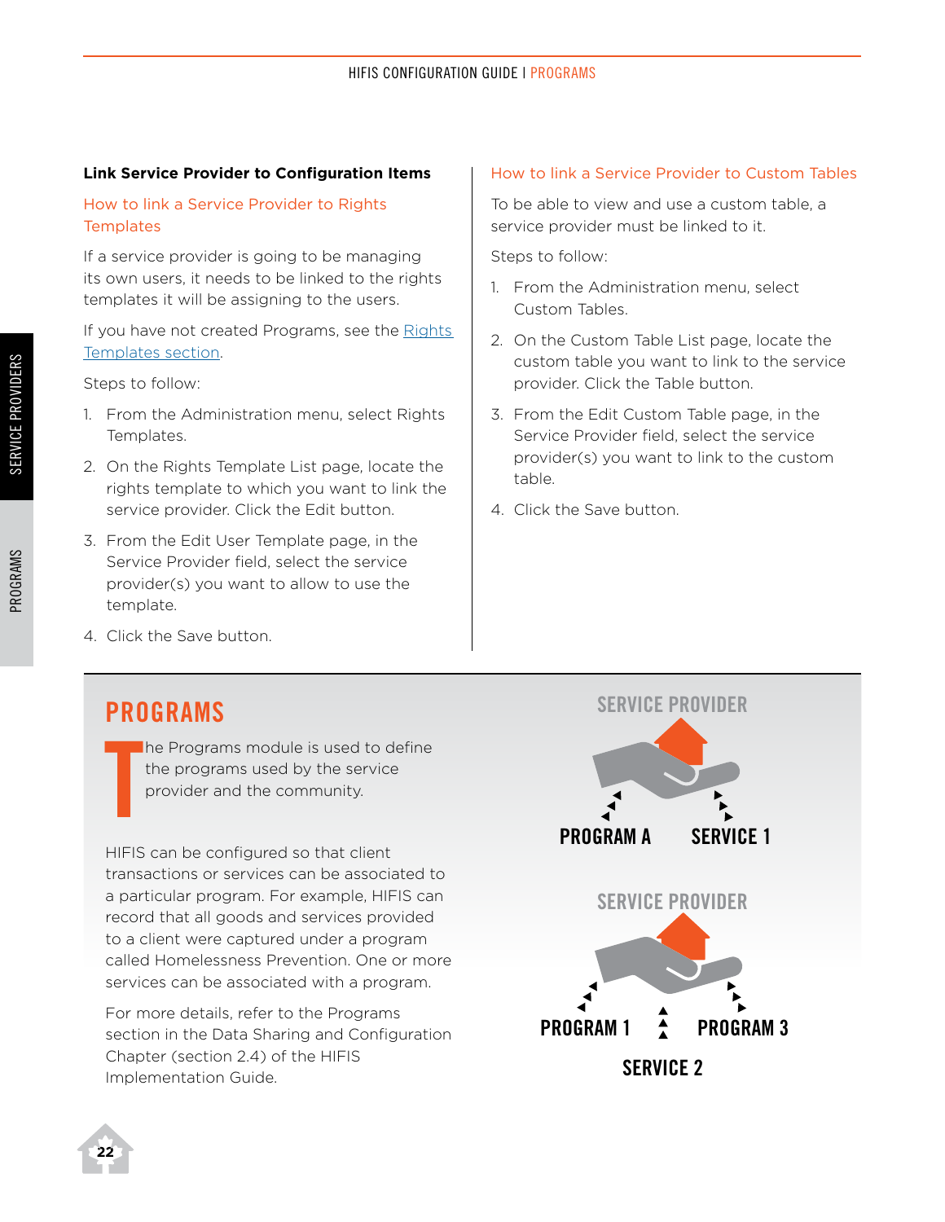### Link Service Provider to Configuration Items

#### How to link a Service Provider to Rights Templates

If a service provider is going to be managing its own users, it needs to be linked to the rights templates it will be assigning to the users.

If you have not created Programs, see the Rights Templates section.

Steps to follow:

1. From the Administration menu, select Rights Templates.
2. On the Rights Template List page, locate the rights template to which you want to link the service provider. Click the Edit button.
3. From the Edit User Template page, in the Service Provider field, select the service provider(s) you want to allow to use the template.
4. Click the Save button.

#### How to link a Service Provider to Custom Tables

To be able to view and use a custom table, a service provider must be linked to it.

Steps to follow:

1. From the Administration menu, select Custom Tables.
2. On the Custom Table List page, locate the custom table you want to link to the service provider. Click the Table button.
3. From the Edit Custom Table page, in the Service Provider field, select the service provider(s) you want to link to the custom table.
4. Click the Save button.

## PROGRAMS

The Programs module is used to define the programs used by the service provider and the community.

HIFIS can be configured so that client transactions or services can be associated to a particular program. For example, HIFIS can record that all goods and services provided to a client were captured under a program called Homelessness Prevention. One or more services can be associated with a program.

For more details, refer to the Programs section in the Data Sharing and Configuration Chapter (section 2.4) of the HIFIS Implementation Guide.

SERVICE PROVIDER

PROGRAM A — SERVICE 1

SERVICE PROVIDER

PROGRAM 1 — PROGRAM 3

SERVICE 2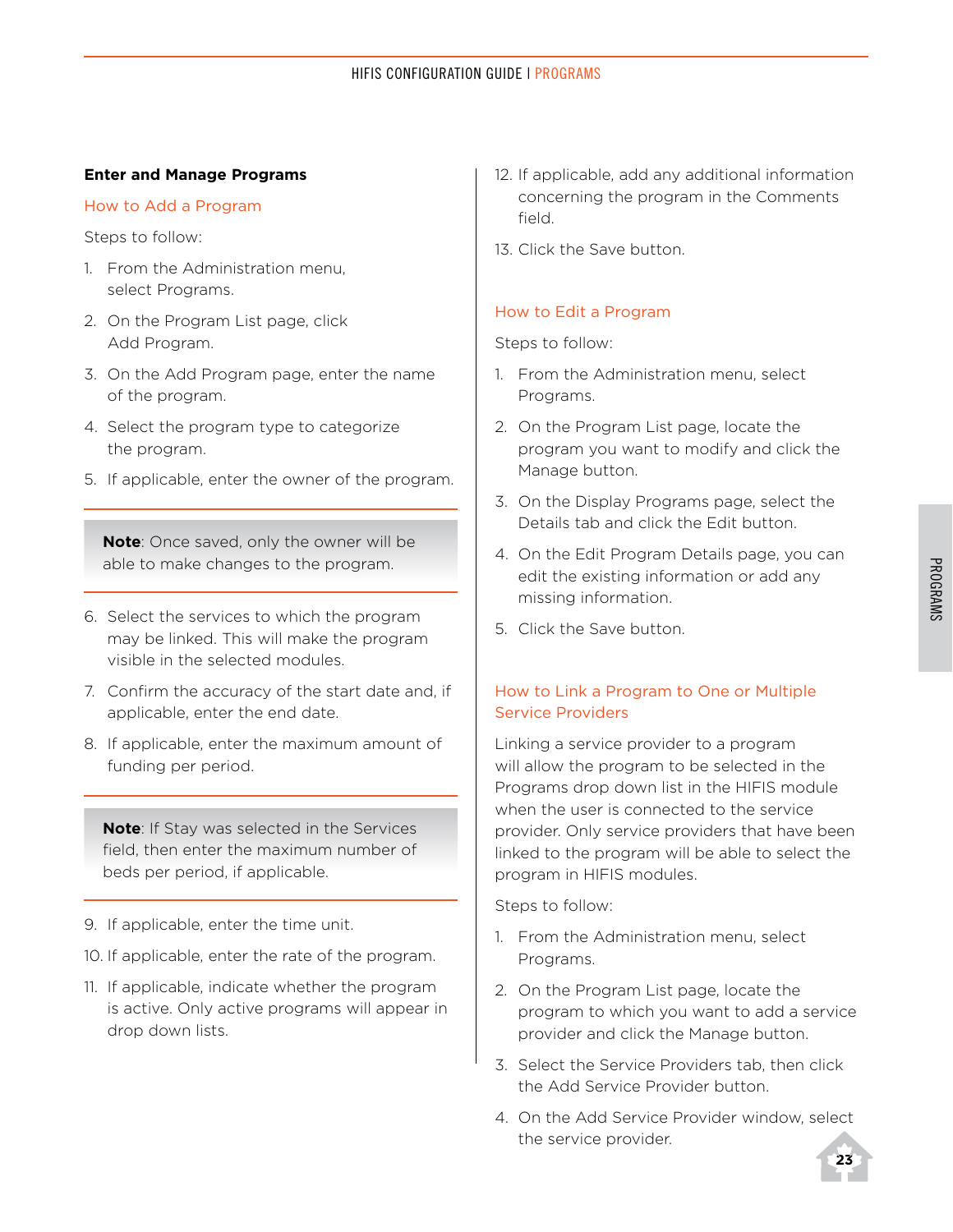## Enter and Manage Programs

### How to Add a Program

Steps to follow:

1. From the Administration menu, select Programs.
2. On the Program List page, click Add Program.
3. On the Add Program page, enter the name of the program.
4. Select the program type to categorize the program.
5. If applicable, enter the owner of the program.

> **Note**: Once saved, only the owner will be able to make changes to the program.

6. Select the services to which the program may be linked. This will make the program visible in the selected modules.
7. Confirm the accuracy of the start date and, if applicable, enter the end date.
8. If applicable, enter the maximum amount of funding per period.

> **Note**: If Stay was selected in the Services field, then enter the maximum number of beds per period, if applicable.

9. If applicable, enter the time unit.
10. If applicable, enter the rate of the program.
11. If applicable, indicate whether the program is active. Only active programs will appear in drop down lists.
12. If applicable, add any additional information concerning the program in the Comments field.
13. Click the Save button.

### How to Edit a Program

Steps to follow:

1. From the Administration menu, select Programs.
2. On the Program List page, locate the program you want to modify and click the Manage button.
3. On the Display Programs page, select the Details tab and click the Edit button.
4. On the Edit Program Details page, you can edit the existing information or add any missing information.
5. Click the Save button.

### How to Link a Program to One or Multiple Service Providers

Linking a service provider to a program will allow the program to be selected in the Programs drop down list in the HIFIS module when the user is connected to the service provider. Only service providers that have been linked to the program will be able to select the program in HIFIS modules.

Steps to follow:

1. From the Administration menu, select Programs.
2. On the Program List page, locate the program to which you want to add a service provider and click the Manage button.
3. Select the Service Providers tab, then click the Add Service Provider button.
4. On the Add Service Provider window, select the service provider.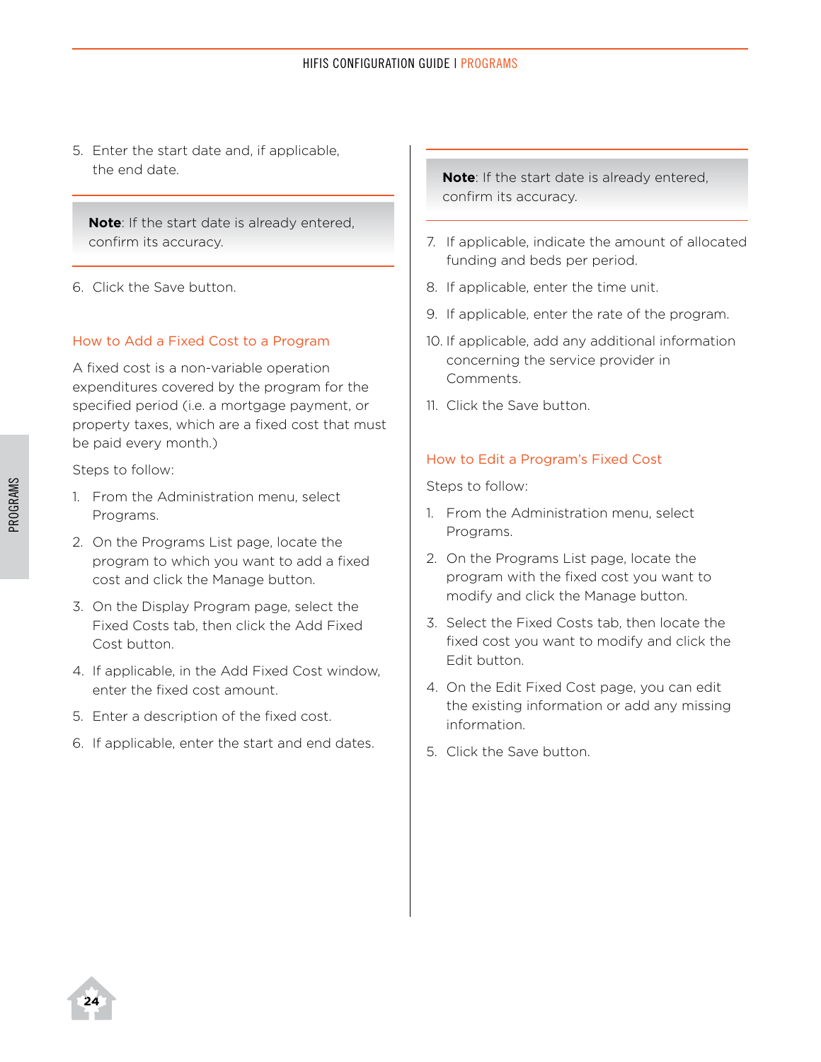5. Enter the start date and, if applicable, the end date.

> **Note**: If the start date is already entered, confirm its accuracy.

6. Click the Save button.

### How to Add a Fixed Cost to a Program

A fixed cost is a non-variable operation expenditures covered by the program for the specified period (i.e. a mortgage payment, or property taxes, which are a fixed cost that must be paid every month.)

Steps to follow:

1. From the Administration menu, select Programs.
2. On the Programs List page, locate the program to which you want to add a fixed cost and click the Manage button.
3. On the Display Program page, select the Fixed Costs tab, then click the Add Fixed Cost button.
4. If applicable, in the Add Fixed Cost window, enter the fixed cost amount.
5. Enter a description of the fixed cost.
6. If applicable, enter the start and end dates.

> **Note**: If the start date is already entered, confirm its accuracy.

7. If applicable, indicate the amount of allocated funding and beds per period.
8. If applicable, enter the time unit.
9. If applicable, enter the rate of the program.
10. If applicable, add any additional information concerning the service provider in Comments.
11. Click the Save button.

### How to Edit a Program's Fixed Cost

Steps to follow:

1. From the Administration menu, select Programs.
2. On the Programs List page, locate the program with the fixed cost you want to modify and click the Manage button.
3. Select the Fixed Costs tab, then locate the fixed cost you want to modify and click the Edit button.
4. On the Edit Fixed Cost page, you can edit the existing information or add any missing information.
5. Click the Save button.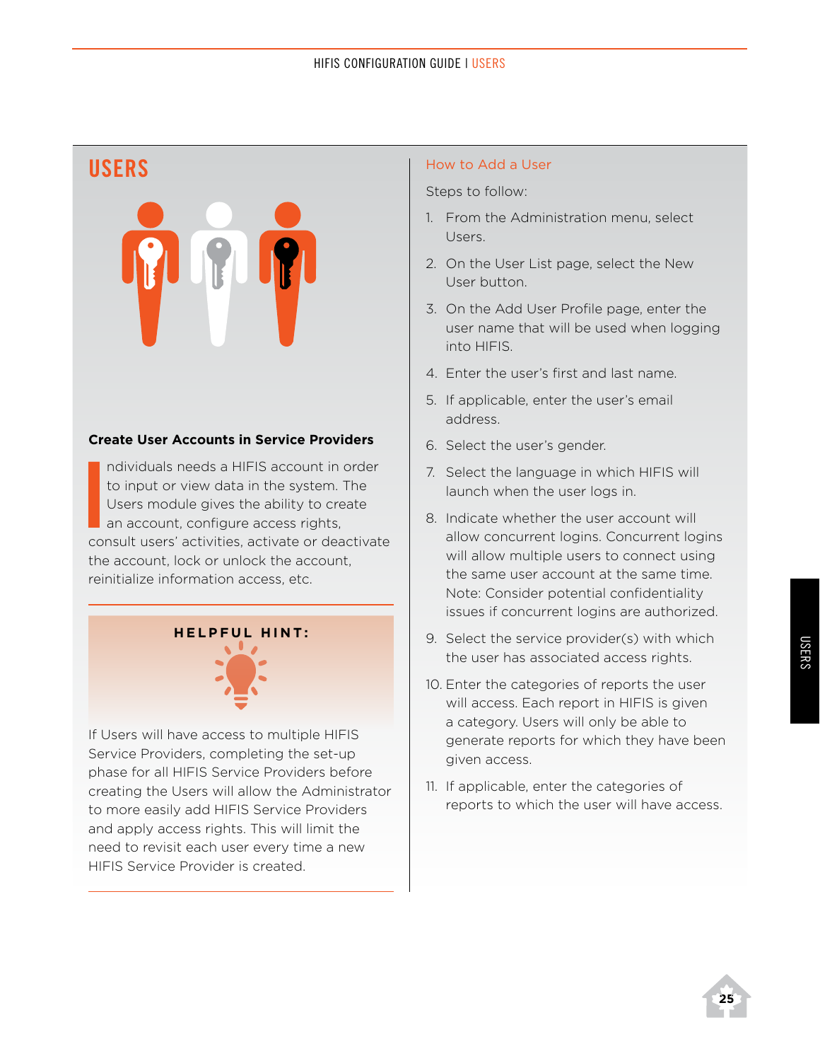# USERS

### Create User Accounts in Service Providers

Individuals needs a HIFIS account in order to input or view data in the system. The Users module gives the ability to create an account, configure access rights, consult users' activities, activate or deactivate the account, lock or unlock the account, reinitialize information access, etc.

**HELPFUL HINT:**

If Users will have access to multiple HIFIS Service Providers, completing the set-up phase for all HIFIS Service Providers before creating the Users will allow the Administrator to more easily add HIFIS Service Providers and apply access rights. This will limit the need to revisit each user every time a new HIFIS Service Provider is created.

### How to Add a User

Steps to follow:

1. From the Administration menu, select Users.
2. On the User List page, select the New User button.
3. On the Add User Profile page, enter the user name that will be used when logging into HIFIS.
4. Enter the user's first and last name.
5. If applicable, enter the user's email address.
6. Select the user's gender.
7. Select the language in which HIFIS will launch when the user logs in.
8. Indicate whether the user account will allow concurrent logins. Concurrent logins will allow multiple users to connect using the same user account at the same time. Note: Consider potential confidentiality issues if concurrent logins are authorized.
9. Select the service provider(s) with which the user has associated access rights.
10. Enter the categories of reports the user will access. Each report in HIFIS is given a category. Users will only be able to generate reports for which they have been given access.
11. If applicable, enter the categories of reports to which the user will have access.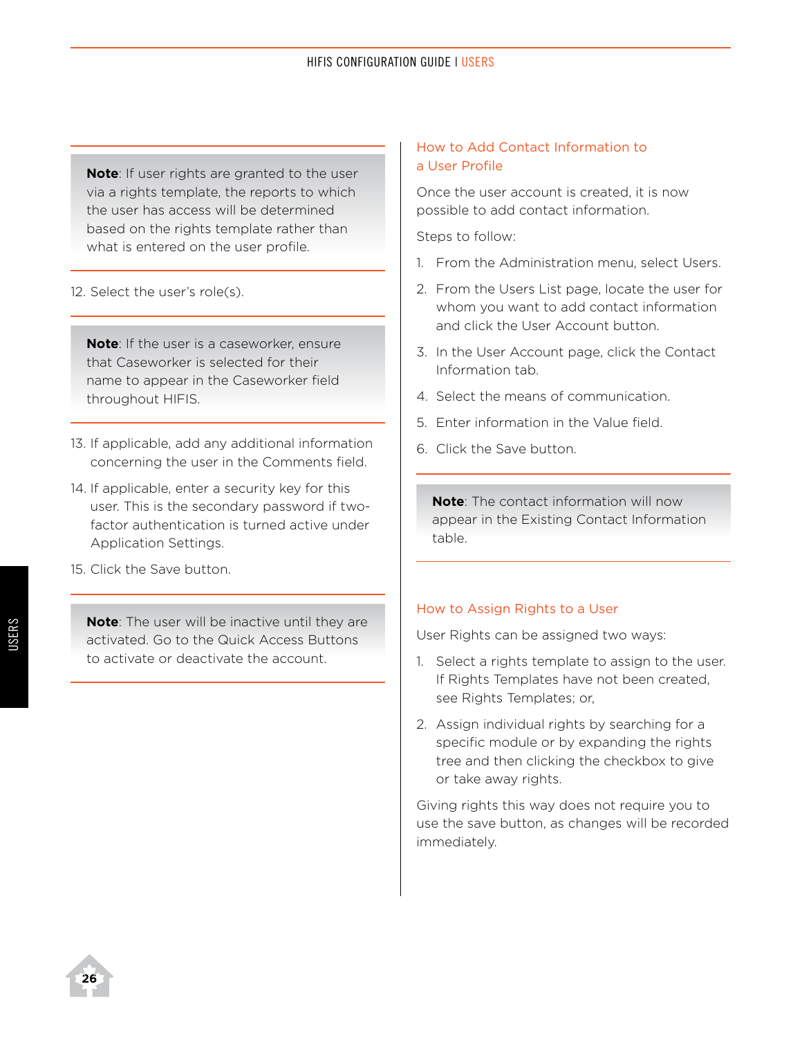**Note**: If user rights are granted to the user via a rights template, the reports to which the user has access will be determined based on the rights template rather than what is entered on the user profile.

12. Select the user's role(s).

**Note**: If the user is a caseworker, ensure that Caseworker is selected for their name to appear in the Caseworker field throughout HIFIS.

13. If applicable, add any additional information concerning the user in the Comments field.
14. If applicable, enter a security key for this user. This is the secondary password if two-factor authentication is turned active under Application Settings.
15. Click the Save button.

**Note**: The user will be inactive until they are activated. Go to the Quick Access Buttons to activate or deactivate the account.

### How to Add Contact Information to a User Profile

Once the user account is created, it is now possible to add contact information.

Steps to follow:

1. From the Administration menu, select Users.
2. From the Users List page, locate the user for whom you want to add contact information and click the User Account button.
3. In the User Account page, click the Contact Information tab.
4. Select the means of communication.
5. Enter information in the Value field.
6. Click the Save button.

**Note**: The contact information will now appear in the Existing Contact Information table.

### How to Assign Rights to a User

User Rights can be assigned two ways:

1. Select a rights template to assign to the user. If Rights Templates have not been created, see Rights Templates; or,
2. Assign individual rights by searching for a specific module or by expanding the rights tree and then clicking the checkbox to give or take away rights.

Giving rights this way does not require you to use the save button, as changes will be recorded immediately.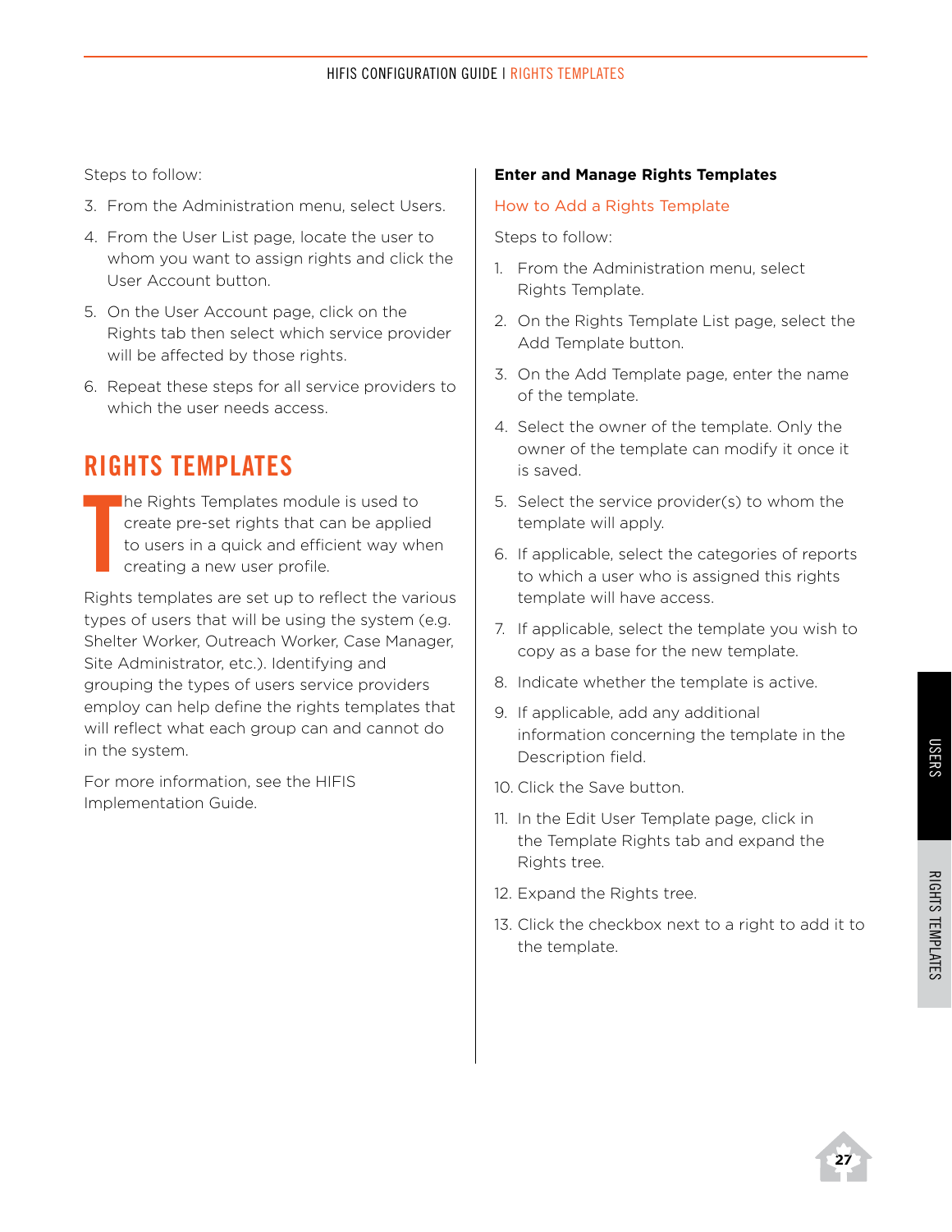Steps to follow:

3. From the Administration menu, select Users.
4. From the User List page, locate the user to whom you want to assign rights and click the User Account button.
5. On the User Account page, click on the Rights tab then select which service provider will be affected by those rights.
6. Repeat these steps for all service providers to which the user needs access.

## RIGHTS TEMPLATES

The Rights Templates module is used to create pre-set rights that can be applied to users in a quick and efficient way when creating a new user profile.

Rights templates are set up to reflect the various types of users that will be using the system (e.g. Shelter Worker, Outreach Worker, Case Manager, Site Administrator, etc.). Identifying and grouping the types of users service providers employ can help define the rights templates that will reflect what each group can and cannot do in the system.

For more information, see the HIFIS Implementation Guide.

**Enter and Manage Rights Templates**

### How to Add a Rights Template

Steps to follow:

1. From the Administration menu, select Rights Template.
2. On the Rights Template List page, select the Add Template button.
3. On the Add Template page, enter the name of the template.
4. Select the owner of the template. Only the owner of the template can modify it once it is saved.
5. Select the service provider(s) to whom the template will apply.
6. If applicable, select the categories of reports to which a user who is assigned this rights template will have access.
7. If applicable, select the template you wish to copy as a base for the new template.
8. Indicate whether the template is active.
9. If applicable, add any additional information concerning the template in the Description field.
10. Click the Save button.
11. In the Edit User Template page, click in the Template Rights tab and expand the Rights tree.
12. Expand the Rights tree.
13. Click the checkbox next to a right to add it to the template.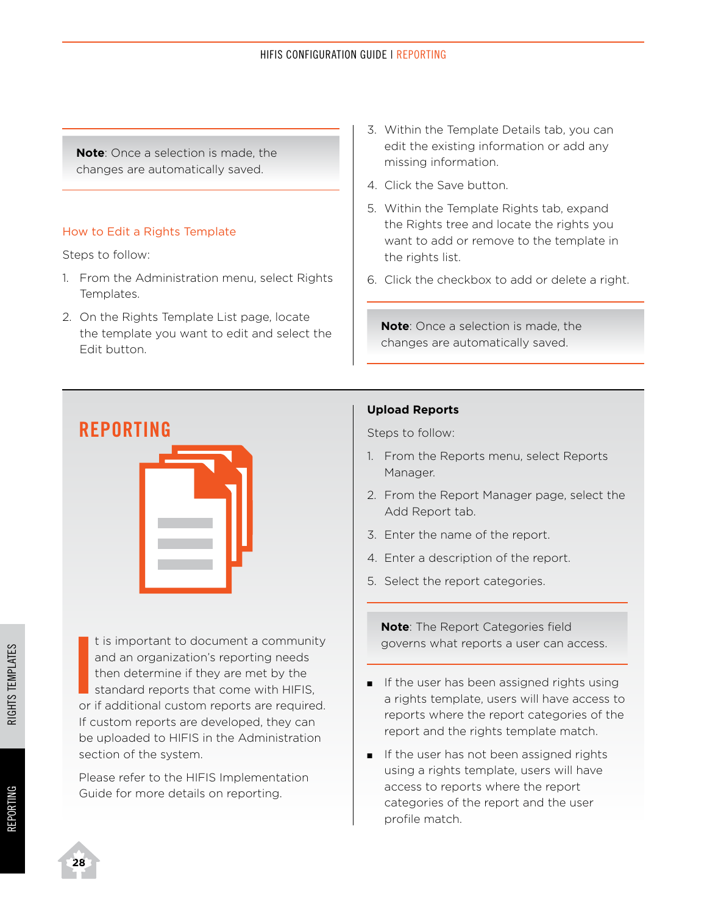> **Note**: Once a selection is made, the changes are automatically saved.

### How to Edit a Rights Template

Steps to follow:

1. From the Administration menu, select Rights Templates.
2. On the Rights Template List page, locate the template you want to edit and select the Edit button.
3. Within the Template Details tab, you can edit the existing information or add any missing information.
4. Click the Save button.
5. Within the Template Rights tab, expand the Rights tree and locate the rights you want to add or remove to the template in the rights list.
6. Click the checkbox to add or delete a right.

> **Note**: Once a selection is made, the changes are automatically saved.

# REPORTING

It is important to document a community and an organization's reporting needs then determine if they are met by the standard reports that come with HIFIS, or if additional custom reports are required. If custom reports are developed, they can be uploaded to HIFIS in the Administration section of the system.

Please refer to the HIFIS Implementation Guide for more details on reporting.

**Upload Reports**

Steps to follow:

1. From the Reports menu, select Reports Manager.
2. From the Report Manager page, select the Add Report tab.
3. Enter the name of the report.
4. Enter a description of the report.
5. Select the report categories.

> **Note**: The Report Categories field governs what reports a user can access.

- If the user has been assigned rights using a rights template, users will have access to reports where the report categories of the report and the rights template match.
- If the user has not been assigned rights using a rights template, users will have access to reports where the report categories of the report and the user profile match.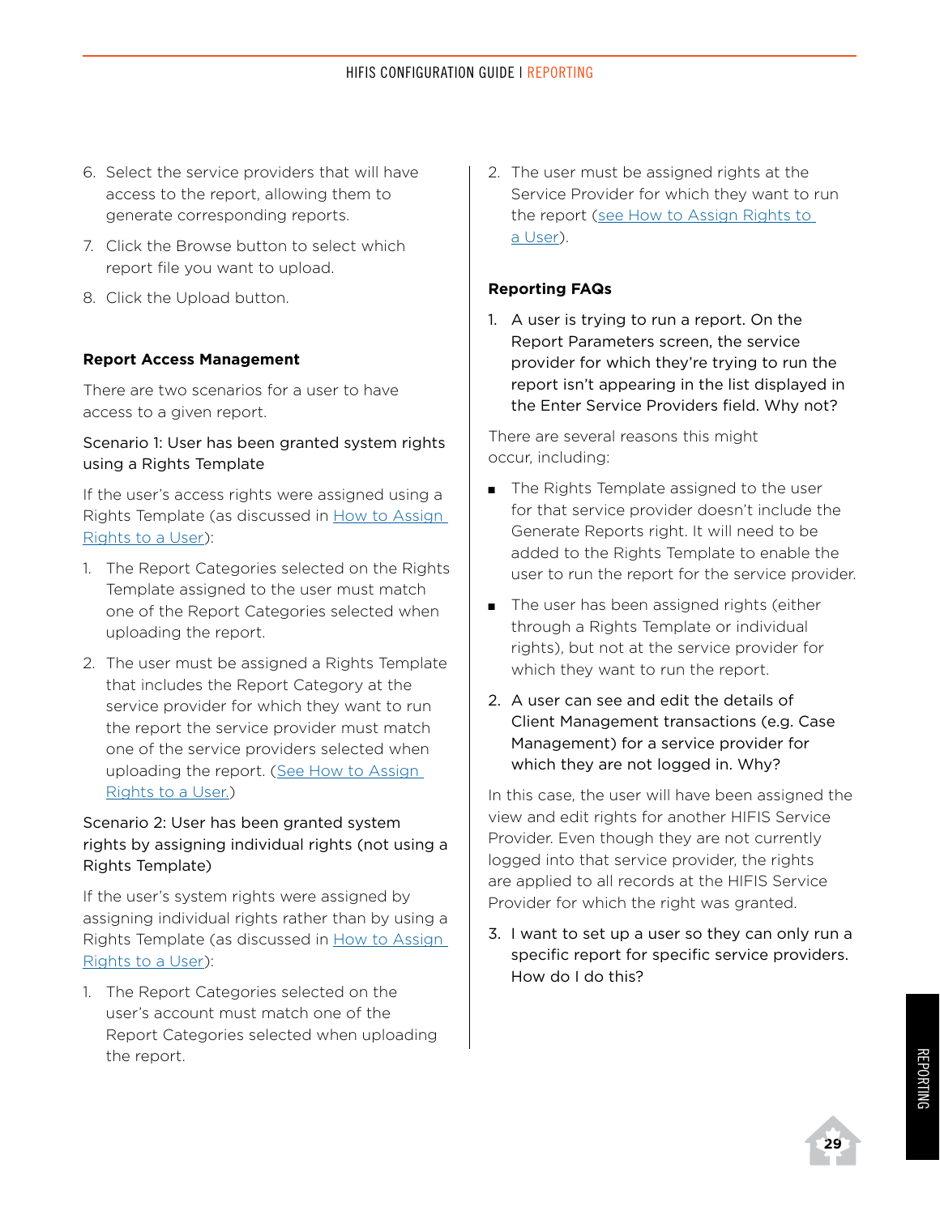6. Select the service providers that will have access to the report, allowing them to generate corresponding reports.
7. Click the Browse button to select which report file you want to upload.
8. Click the Upload button.

### Report Access Management

There are two scenarios for a user to have access to a given report.

Scenario 1: User has been granted system rights using a Rights Template

If the user's access rights were assigned using a Rights Template (as discussed in [How to Assign Rights to a User]()):

1. The Report Categories selected on the Rights Template assigned to the user must match one of the Report Categories selected when uploading the report.
2. The user must be assigned a Rights Template that includes the Report Category at the service provider for which they want to run the report the service provider must match one of the service providers selected when uploading the report. ([See How to Assign Rights to a User.]())

Scenario 2: User has been granted system rights by assigning individual rights (not using a Rights Template)

If the user's system rights were assigned by assigning individual rights rather than by using a Rights Template (as discussed in [How to Assign Rights to a User]()):

1. The Report Categories selected on the user's account must match one of the Report Categories selected when uploading the report.
2. The user must be assigned rights at the Service Provider for which they want to run the report ([see How to Assign Rights to a User]()).

### Reporting FAQs

1. A user is trying to run a report. On the Report Parameters screen, the service provider for which they're trying to run the report isn't appearing in the list displayed in the Enter Service Providers field. Why not?

There are several reasons this might occur, including:

- The Rights Template assigned to the user for that service provider doesn't include the Generate Reports right. It will need to be added to the Rights Template to enable the user to run the report for the service provider.
- The user has been assigned rights (either through a Rights Template or individual rights), but not at the service provider for which they want to run the report.

2. A user can see and edit the details of Client Management transactions (e.g. Case Management) for a service provider for which they are not logged in. Why?

In this case, the user will have been assigned the view and edit rights for another HIFIS Service Provider. Even though they are not currently logged into that service provider, the rights are applied to all records at the HIFIS Service Provider for which the right was granted.

3. I want to set up a user so they can only run a specific report for specific service providers. How do I do this?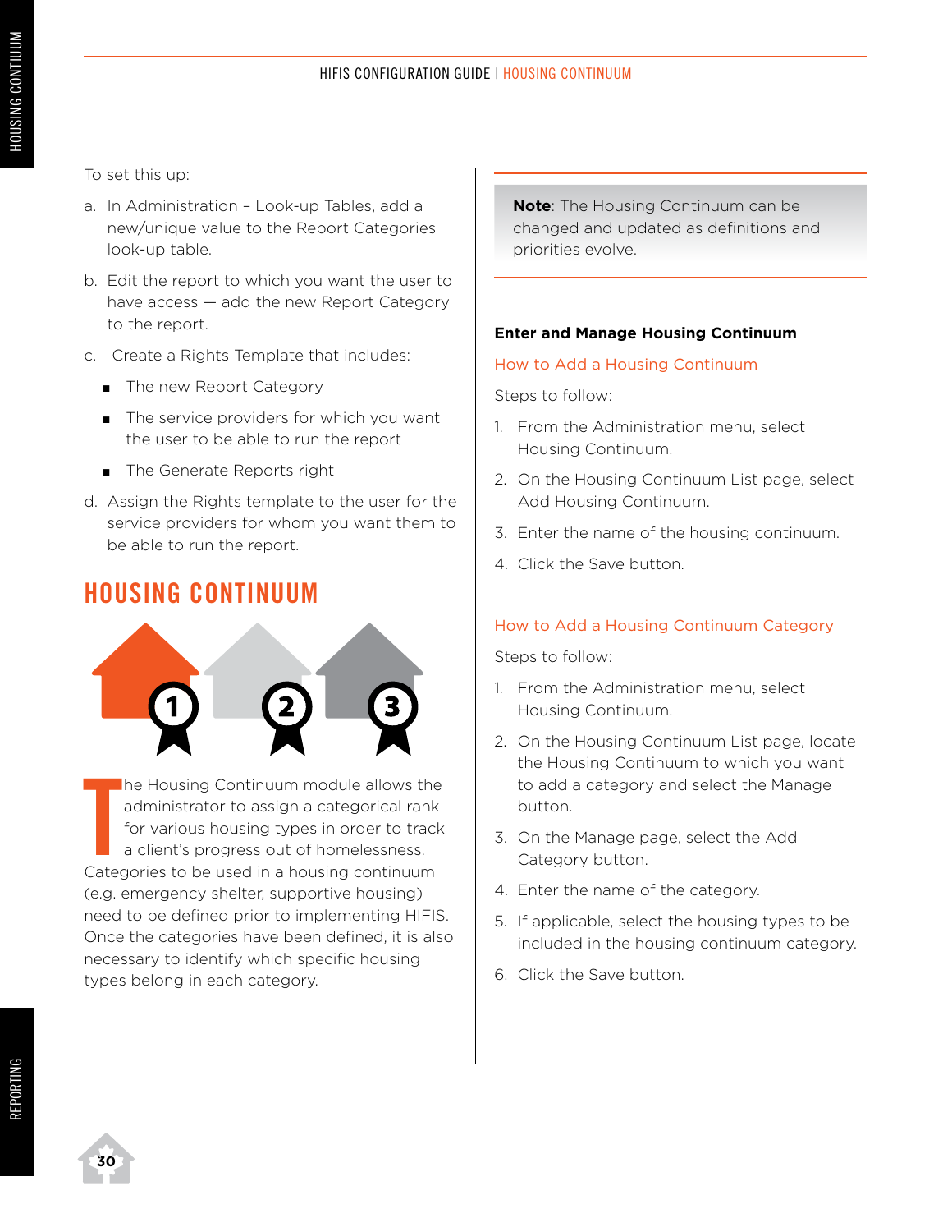To set this up:

a. In Administration – Look-up Tables, add a new/unique value to the Report Categories look-up table.

b. Edit the report to which you want the user to have access — add the new Report Category to the report.

c. Create a Rights Template that includes:

- The new Report Category
- The service providers for which you want the user to be able to run the report
- The Generate Reports right

d. Assign the Rights template to the user for the service providers for whom you want them to be able to run the report.

## HOUSING CONTINUUM

The Housing Continuum module allows the administrator to assign a categorical rank for various housing types in order to track a client's progress out of homelessness. Categories to be used in a housing continuum (e.g. emergency shelter, supportive housing) need to be defined prior to implementing HIFIS. Once the categories have been defined, it is also necessary to identify which specific housing types belong in each category.

> **Note**: The Housing Continuum can be changed and updated as definitions and priorities evolve.

### Enter and Manage Housing Continuum

#### How to Add a Housing Continuum

Steps to follow:

1. From the Administration menu, select Housing Continuum.
2. On the Housing Continuum List page, select Add Housing Continuum.
3. Enter the name of the housing continuum.
4. Click the Save button.

#### How to Add a Housing Continuum Category

Steps to follow:

1. From the Administration menu, select Housing Continuum.
2. On the Housing Continuum List page, locate the Housing Continuum to which you want to add a category and select the Manage button.
3. On the Manage page, select the Add Category button.
4. Enter the name of the category.
5. If applicable, select the housing types to be included in the housing continuum category.
6. Click the Save button.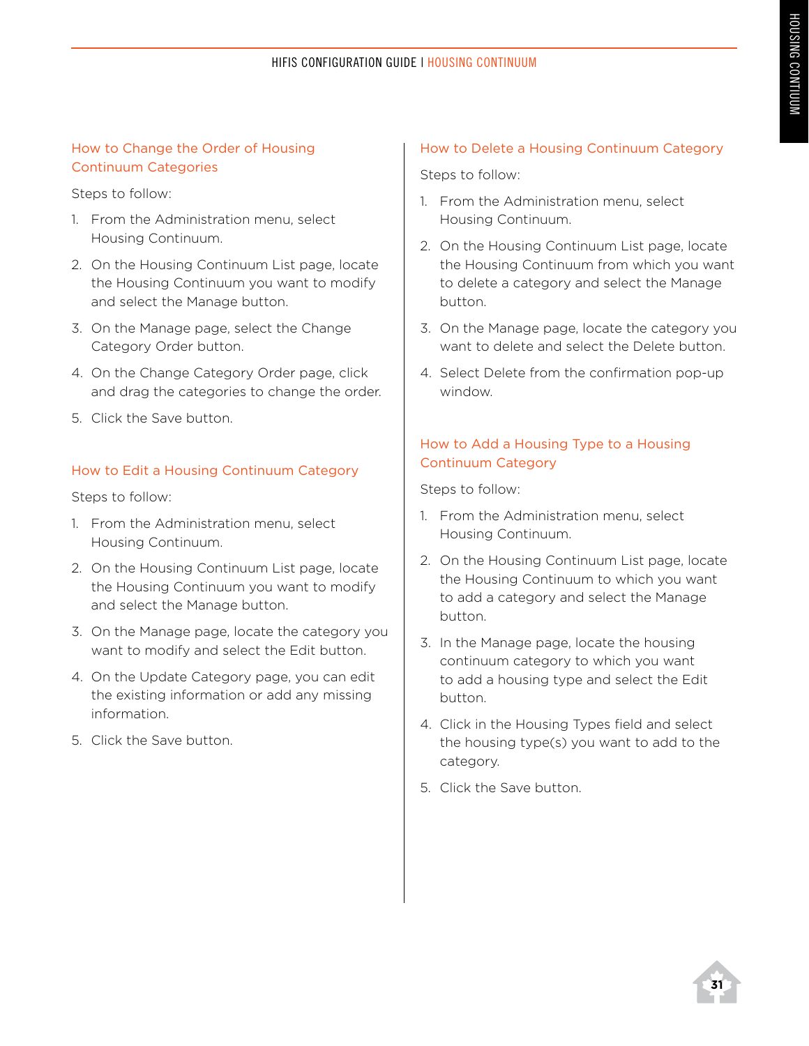## How to Change the Order of Housing Continuum Categories

Steps to follow:

1. From the Administration menu, select Housing Continuum.
2. On the Housing Continuum List page, locate the Housing Continuum you want to modify and select the Manage button.
3. On the Manage page, select the Change Category Order button.
4. On the Change Category Order page, click and drag the categories to change the order.
5. Click the Save button.

## How to Edit a Housing Continuum Category

Steps to follow:

1. From the Administration menu, select Housing Continuum.
2. On the Housing Continuum List page, locate the Housing Continuum you want to modify and select the Manage button.
3. On the Manage page, locate the category you want to modify and select the Edit button.
4. On the Update Category page, you can edit the existing information or add any missing information.
5. Click the Save button.

## How to Delete a Housing Continuum Category

Steps to follow:

1. From the Administration menu, select Housing Continuum.
2. On the Housing Continuum List page, locate the Housing Continuum from which you want to delete a category and select the Manage button.
3. On the Manage page, locate the category you want to delete and select the Delete button.
4. Select Delete from the confirmation pop-up window.

## How to Add a Housing Type to a Housing Continuum Category

Steps to follow:

1. From the Administration menu, select Housing Continuum.
2. On the Housing Continuum List page, locate the Housing Continuum to which you want to add a category and select the Manage button.
3. In the Manage page, locate the housing continuum category to which you want to add a housing type and select the Edit button.
4. Click in the Housing Types field and select the housing type(s) you want to add to the category.
5. Click the Save button.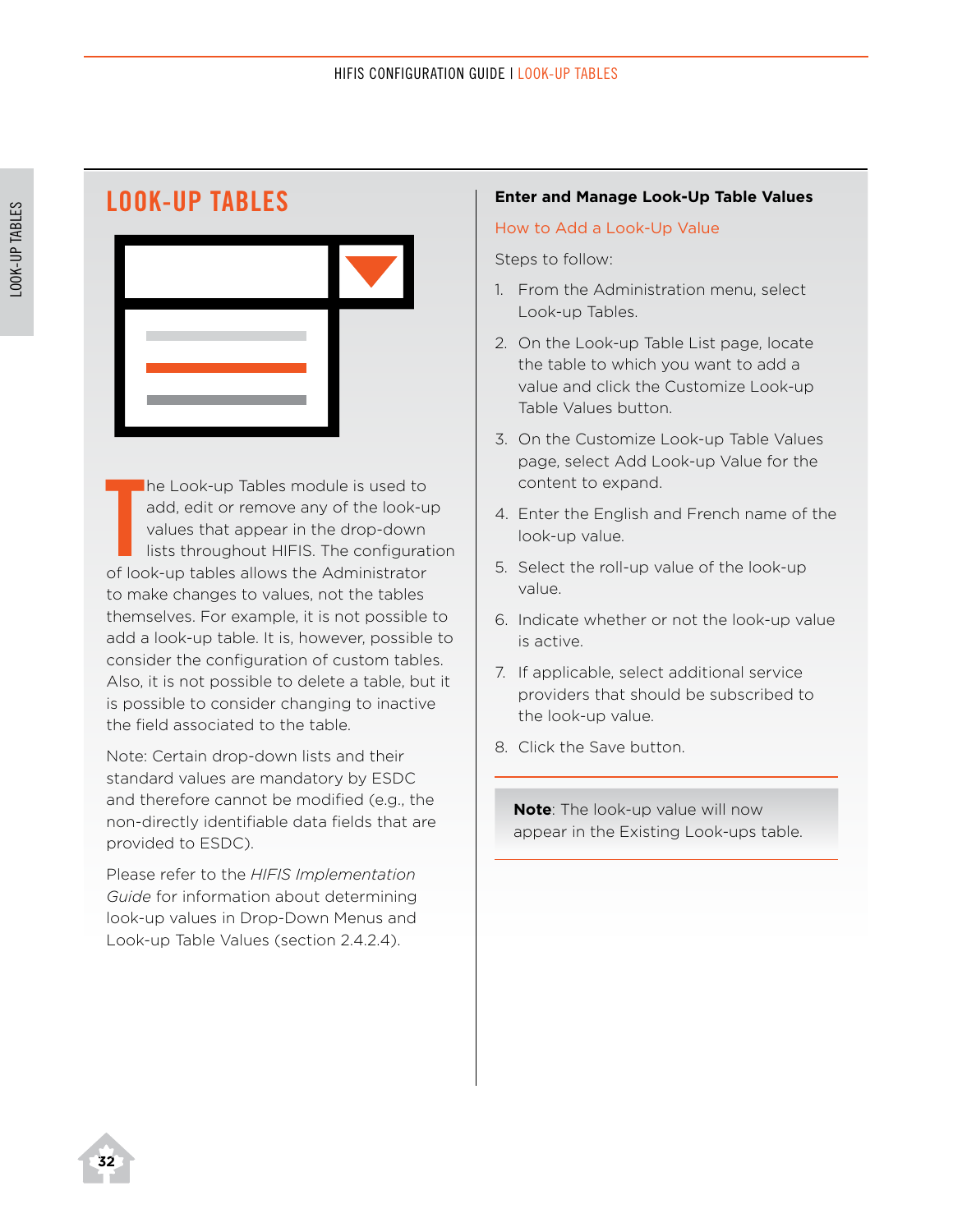# LOOK-UP TABLES

The Look-up Tables module is used to add, edit or remove any of the look-up values that appear in the drop-down lists throughout HIFIS. The configuration of look-up tables allows the Administrator to make changes to values, not the tables themselves. For example, it is not possible to add a look-up table. It is, however, possible to consider the configuration of custom tables. Also, it is not possible to delete a table, but it is possible to consider changing to inactive the field associated to the table.

Note: Certain drop-down lists and their standard values are mandatory by ESDC and therefore cannot be modified (e.g., the non-directly identifiable data fields that are provided to ESDC).

Please refer to the *HIFIS Implementation Guide* for information about determining look-up values in Drop-Down Menus and Look-up Table Values (section 2.4.2.4).

## Enter and Manage Look-Up Table Values

### How to Add a Look-Up Value

Steps to follow:

1. From the Administration menu, select Look-up Tables.
2. On the Look-up Table List page, locate the table to which you want to add a value and click the Customize Look-up Table Values button.
3. On the Customize Look-up Table Values page, select Add Look-up Value for the content to expand.
4. Enter the English and French name of the look-up value.
5. Select the roll-up value of the look-up value.
6. Indicate whether or not the look-up value is active.
7. If applicable, select additional service providers that should be subscribed to the look-up value.
8. Click the Save button.

**Note**: The look-up value will now appear in the Existing Look-ups table.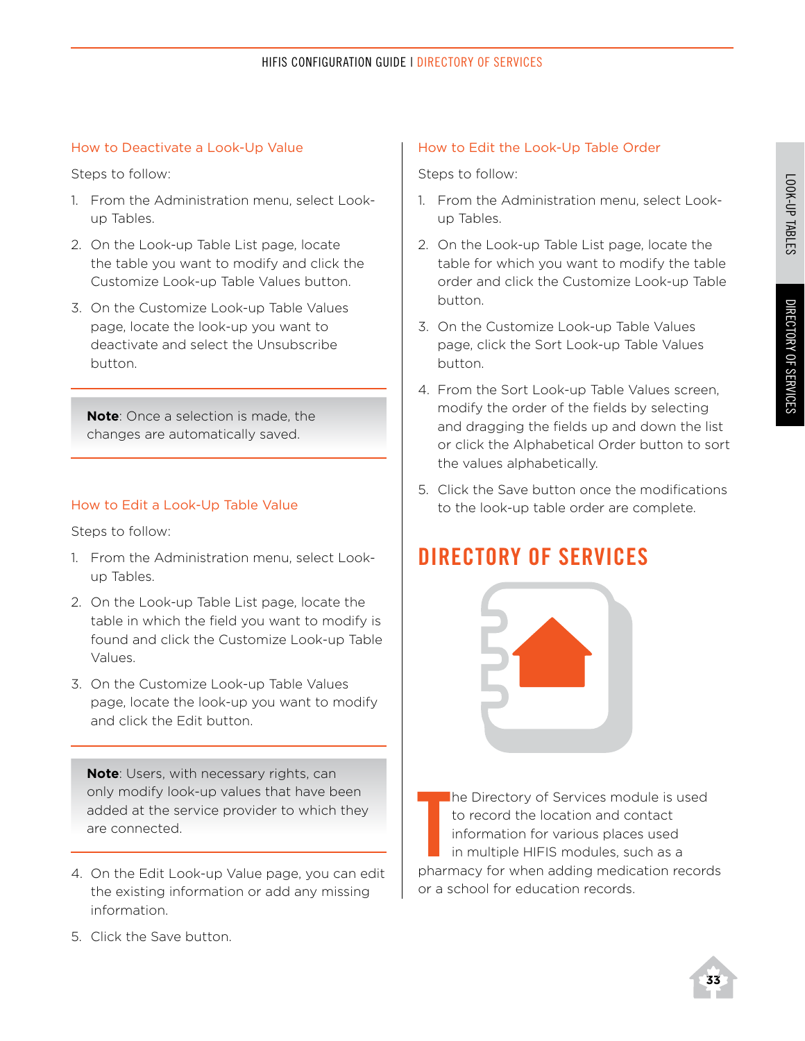### How to Deactivate a Look-Up Value

Steps to follow:

1. From the Administration menu, select Look-up Tables.
2. On the Look-up Table List page, locate the table you want to modify and click the Customize Look-up Table Values button.
3. On the Customize Look-up Table Values page, locate the look-up you want to deactivate and select the Unsubscribe button.

> **Note**: Once a selection is made, the changes are automatically saved.

### How to Edit a Look-Up Table Value

Steps to follow:

1. From the Administration menu, select Look-up Tables.
2. On the Look-up Table List page, locate the table in which the field you want to modify is found and click the Customize Look-up Table Values.
3. On the Customize Look-up Table Values page, locate the look-up you want to modify and click the Edit button.

> **Note**: Users, with necessary rights, can only modify look-up values that have been added at the service provider to which they are connected.

4. On the Edit Look-up Value page, you can edit the existing information or add any missing information.
5. Click the Save button.

### How to Edit the Look-Up Table Order

Steps to follow:

1. From the Administration menu, select Look-up Tables.
2. On the Look-up Table List page, locate the table for which you want to modify the table order and click the Customize Look-up Table button.
3. On the Customize Look-up Table Values page, click the Sort Look-up Table Values button.
4. From the Sort Look-up Table Values screen, modify the order of the fields by selecting and dragging the fields up and down the list or click the Alphabetical Order button to sort the values alphabetically.
5. Click the Save button once the modifications to the look-up table order are complete.

# DIRECTORY OF SERVICES

The Directory of Services module is used to record the location and contact information for various places used in multiple HIFIS modules, such as a pharmacy for when adding medication records or a school for education records.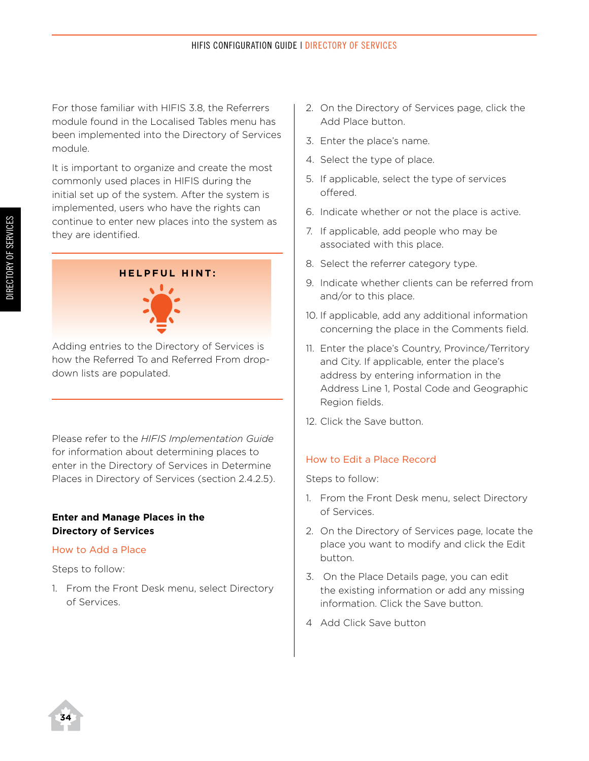For those familiar with HIFIS 3.8, the Referrers module found in the Localised Tables menu has been implemented into the Directory of Services module.

It is important to organize and create the most commonly used places in HIFIS during the initial set up of the system. After the system is implemented, users who have the rights can continue to enter new places into the system as they are identified.

**HELPFUL HINT:**

Adding entries to the Directory of Services is how the Referred To and Referred From drop-down lists are populated.

Please refer to the *HIFIS Implementation Guide* for information about determining places to enter in the Directory of Services in Determine Places in Directory of Services (section 2.4.2.5).

### Enter and Manage Places in the Directory of Services

#### How to Add a Place

Steps to follow:

1. From the Front Desk menu, select Directory of Services.
2. On the Directory of Services page, click the Add Place button.
3. Enter the place's name.
4. Select the type of place.
5. If applicable, select the type of services offered.
6. Indicate whether or not the place is active.
7. If applicable, add people who may be associated with this place.
8. Select the referrer category type.
9. Indicate whether clients can be referred from and/or to this place.
10. If applicable, add any additional information concerning the place in the Comments field.
11. Enter the place's Country, Province/Territory and City. If applicable, enter the place's address by entering information in the Address Line 1, Postal Code and Geographic Region fields.
12. Click the Save button.

#### How to Edit a Place Record

Steps to follow:

1. From the Front Desk menu, select Directory of Services.
2. On the Directory of Services page, locate the place you want to modify and click the Edit button.
3. On the Place Details page, you can edit the existing information or add any missing information. Click the Save button.
4. Add Click Save button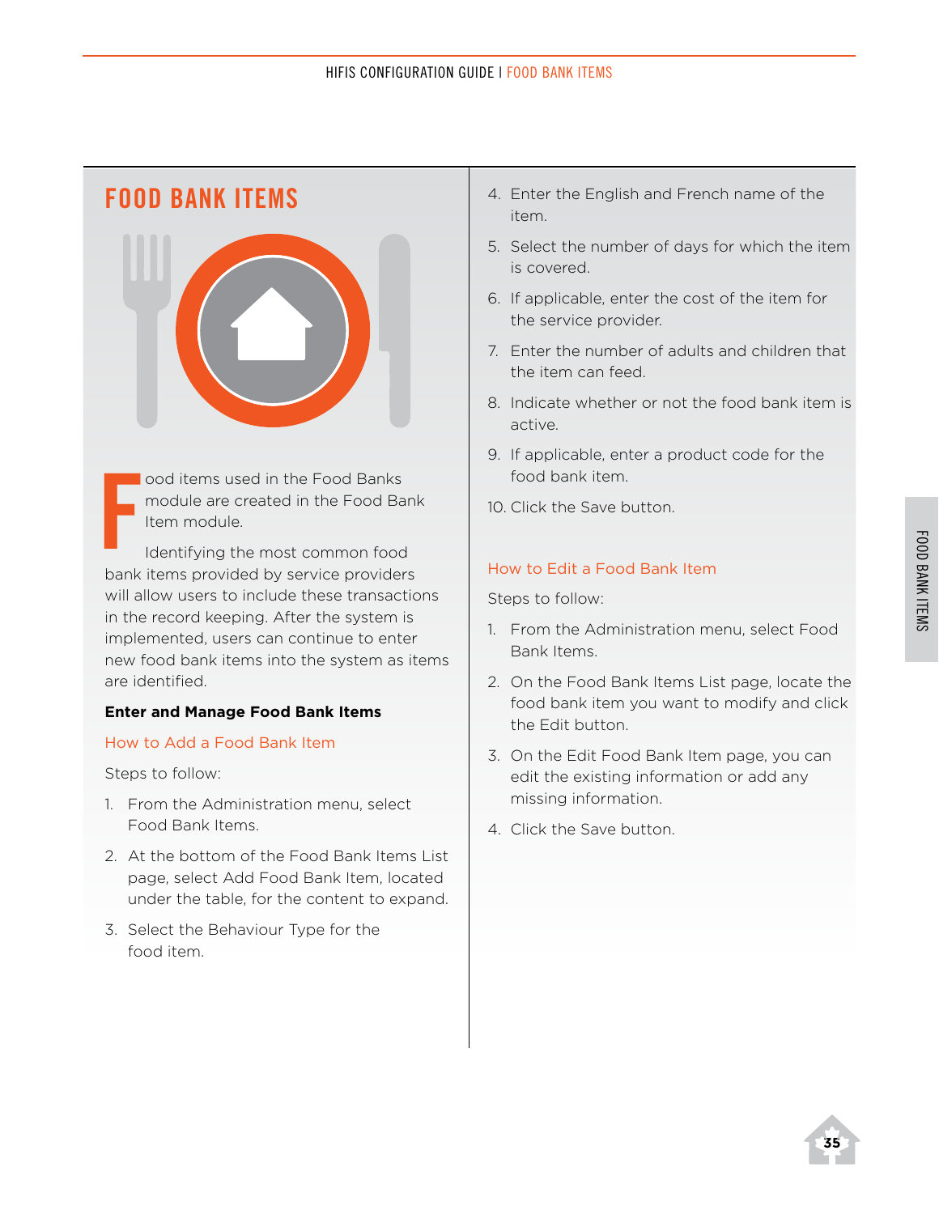# FOOD BANK ITEMS

Food items used in the Food Banks module are created in the Food Bank Item module.

Identifying the most common food bank items provided by service providers will allow users to include these transactions in the record keeping. After the system is implemented, users can continue to enter new food bank items into the system as items are identified.

**Enter and Manage Food Bank Items**

### How to Add a Food Bank Item

Steps to follow:

1. From the Administration menu, select Food Bank Items.
2. At the bottom of the Food Bank Items List page, select Add Food Bank Item, located under the table, for the content to expand.
3. Select the Behaviour Type for the food item.
4. Enter the English and French name of the item.
5. Select the number of days for which the item is covered.
6. If applicable, enter the cost of the item for the service provider.
7. Enter the number of adults and children that the item can feed.
8. Indicate whether or not the food bank item is active.
9. If applicable, enter a product code for the food bank item.
10. Click the Save button.

### How to Edit a Food Bank Item

Steps to follow:

1. From the Administration menu, select Food Bank Items.
2. On the Food Bank Items List page, locate the food bank item you want to modify and click the Edit button.
3. On the Edit Food Bank Item page, you can edit the existing information or add any missing information.
4. Click the Save button.